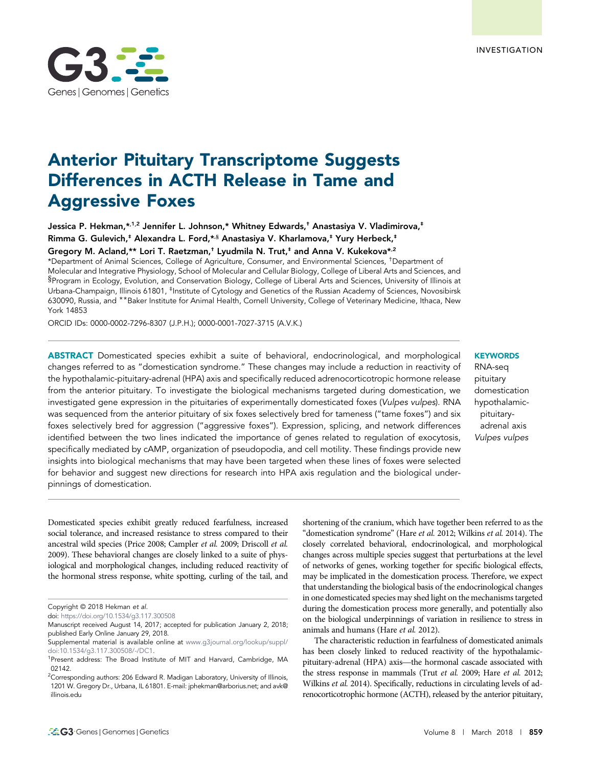INVESTIGATION

# Anterior Pituitary Transcriptome Suggests Differences in ACTH Release in Tame and Aggressive Foxes

Jessica P. Hekman,*[,1,2] Jennifer L. Johnson,* Whitney Edwards,[†] Anastasiya V. Vladimirova,[‡] Rimma G. Gulevich,[‡] Alexandra L. Ford,*[,§] Anastasiya V. Kharlamova,[‡] Yury Herbeck,[‡] Gregory M. Acland,** Lori T. Raetzman,[†] Lyudmila N. Trut,[‡] and Anna V. Kukekova*[,2]

*Department of Animal Sciences, College of Agriculture, Consumer, and Environmental Sciences, [†]Department of Molecular and Integrative Physiology, School of Molecular and Cellular Biology, College of Liberal Arts and Sciences, and [§]Program in Ecology, Evolution, and Conservation Biology, College of Liberal Arts and Sciences, University of Illinois at Urbana-Champaign, Illinois 61801, [‡]Institute of Cytology and Genetics of the Russian Academy of Sciences, Novosibirsk 630090, Russia, and **Baker Institute for Animal Health, Cornell University, College of Veterinary Medicine, Ithaca, New York 14853

ORCID IDs: 0000-0002-7296-8307 (J.P.H.); 0000-0001-7027-3715 (A.V.K.)

**ABSTRACT** Domesticated species exhibit a suite of behavioral, endocrinological, and morphological changes referred to as "domestication syndrome." These changes may include a reduction in reactivity of the hypothalamic-pituitary-adrenal (HPA) axis and specifically reduced adrenocorticotropic hormone release from the anterior pituitary. To investigate the biological mechanisms targeted during domestication, we investigated gene expression in the pituitaries of experimentally domesticated foxes (*Vulpes vulpes*). RNA was sequenced from the anterior pituitary of six foxes selectively bred for tameness ("tame foxes") and six foxes selectively bred for aggression ("aggressive foxes"). Expression, splicing, and network differences identified between the two lines indicated the importance of genes related to regulation of exocytosis, specifically mediated by cAMP, organization of pseudopodia, and cell motility. These findings provide new insights into biological mechanisms that may have been targeted when these lines of foxes were selected for behavior and suggest new directions for research into HPA axis regulation and the biological underpinnings of domestication.

**KEYWORDS**
RNA-seq
pituitary
domestication
hypothalamic-pituitary-adrenal axis
*Vulpes vulpes*

Domesticated species exhibit greatly reduced fearfulness, increased social tolerance, and increased resistance to stress compared to their ancestral wild species (Price 2008; Campler *et al.* 2009; Driscoll *et al.* 2009). These behavioral changes are closely linked to a suite of physiological and morphological changes, including reduced reactivity of the hormonal stress response, white spotting, curling of the tail, and shortening of the cranium, which have together been referred to as the "domestication syndrome" (Hare *et al.* 2012; Wilkins *et al.* 2014). The closely correlated behavioral, endocrinological, and morphological changes across multiple species suggest that perturbations at the level of networks of genes, working together for specific biological effects, may be implicated in the domestication process. Therefore, we expect that understanding the biological basis of the endocrinological changes in one domesticated species may shed light on the mechanisms targeted during the domestication process more generally, and potentially also on the biological underpinnings of variation in resilience to stress in animals and humans (Hare *et al.* 2012).

The characteristic reduction in fearfulness of domesticated animals has been closely linked to reduced reactivity of the hypothalamic-pituitary-adrenal (HPA) axis—the hormonal cascade associated with the stress response in mammals (Trut *et al.* 2009; Hare *et al.* 2012; Wilkins *et al.* 2014). Specifically, reductions in circulating levels of adrenocorticotrophic hormone (ACTH), released by the anterior pituitary,

Copyright © 2018 Hekman *et al.*
doi: https://doi.org/10.1534/g3.117.300508
Manuscript received August 14, 2017; accepted for publication January 2, 2018; published Early Online January 29, 2018.
Supplemental material is available online at www.g3journal.org/lookup/suppl/doi:10.1534/g3.117.300508/-/DC1.
[1]Present address: The Broad Institute of MIT and Harvard, Cambridge, MA 02142.
[2]Corresponding authors: 206 Edward R. Madigan Laboratory, University of Illinois, 1201 W. Gregory Dr., Urbana, IL 61801. E-mail: jphekman@arborius.net; and avk@illinois.edu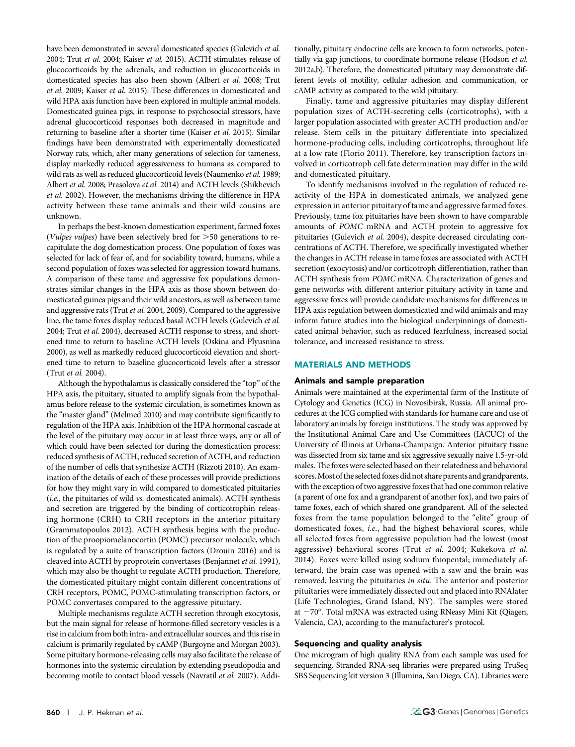have been demonstrated in several domesticated species (Gulevich *et al.* 2004; Trut *et al.* 2004; Kaiser *et al.* 2015). ACTH stimulates release of glucocorticoids by the adrenals, and reduction in glucocorticoids in domesticated species has also been shown (Albert *et al.* 2008; Trut *et al.* 2009; Kaiser *et al.* 2015). These differences in domesticated and wild HPA axis function have been explored in multiple animal models. Domesticated guinea pigs, in response to psychosocial stressors, have adrenal glucocorticoid responses both decreased in magnitude and returning to baseline after a shorter time (Kaiser *et al.* 2015). Similar findings have been demonstrated with experimentally domesticated Norway rats, which, after many generations of selection for tameness, display markedly reduced aggressiveness to humans as compared to wild rats as well as reduced glucocorticoid levels (Naumenko *et al.* 1989; Albert *et al.* 2008; Prasolova *et al.* 2014) and ACTH levels (Shikhevich *et al.* 2002). However, the mechanisms driving the difference in HPA activity between these tame animals and their wild cousins are unknown.

In perhaps the best-known domestication experiment, farmed foxes (*Vulpes vulpes*) have been selectively bred for >50 generations to recapitulate the dog domestication process. One population of foxes was selected for lack of fear of, and for sociability toward, humans, while a second population of foxes was selected for aggression toward humans. A comparison of these tame and aggressive fox populations demonstrates similar changes in the HPA axis as those shown between domesticated guinea pigs and their wild ancestors, as well as between tame and aggressive rats (Trut *et al.* 2004, 2009). Compared to the aggressive line, the tame foxes display reduced basal ACTH levels (Gulevich *et al.* 2004; Trut *et al.* 2004), decreased ACTH response to stress, and shortened time to return to baseline ACTH levels (Oskina and Plyusnina 2000), as well as markedly reduced glucocorticoid elevation and shortened time to return to baseline glucocorticoid levels after a stressor (Trut *et al.* 2004).

Although the hypothalamus is classically considered the "top" of the HPA axis, the pituitary, situated to amplify signals from the hypothalamus before release to the systemic circulation, is sometimes known as the "master gland" (Melmed 2010) and may contribute significantly to regulation of the HPA axis. Inhibition of the HPA hormonal cascade at the level of the pituitary may occur in at least three ways, any or all of which could have been selected for during the domestication process: reduced synthesis of ACTH, reduced secretion of ACTH, and reduction of the number of cells that synthesize ACTH (Rizzoti 2010). An examination of the details of each of these processes will provide predictions for how they might vary in wild compared to domesticated pituitaries (*i.e.*, the pituitaries of wild *vs.* domesticated animals). ACTH synthesis and secretion are triggered by the binding of corticotrophin releasing hormone (CRH) to CRH receptors in the anterior pituitary (Grammatopoulos 2012). ACTH synthesis begins with the production of the proopiomelanocortin (POMC) precursor molecule, which is regulated by a suite of transcription factors (Drouin 2016) and is cleaved into ACTH by proprotein convertases (Benjannet *et al.* 1991), which may also be thought to regulate ACTH production. Therefore, the domesticated pituitary might contain different concentrations of CRH receptors, POMC, POMC-stimulating transcription factors, or POMC convertases compared to the aggressive pituitary.

Multiple mechanisms regulate ACTH secretion through exocytosis, but the main signal for release of hormone-filled secretory vesicles is a rise in calcium from both intra- and extracellular sources, and this rise in calcium is primarily regulated by cAMP (Burgoyne and Morgan 2003). Some pituitary hormone-releasing cells may also facilitate the release of hormones into the systemic circulation by extending pseudopodia and becoming motile to contact blood vessels (Navratil *et al.* 2007). Additionally, pituitary endocrine cells are known to form networks, potentially via gap junctions, to coordinate hormone release (Hodson *et al.* 2012a,b). Therefore, the domesticated pituitary may demonstrate different levels of motility, cellular adhesion and communication, or cAMP activity as compared to the wild pituitary.

Finally, tame and aggressive pituitaries may display different population sizes of ACTH-secreting cells (corticotrophs), with a larger population associated with greater ACTH production and/or release. Stem cells in the pituitary differentiate into specialized hormone-producing cells, including corticotrophs, throughout life at a low rate (Florio 2011). Therefore, key transcription factors involved in corticotroph cell fate determination may differ in the wild and domesticated pituitary.

To identify mechanisms involved in the regulation of reduced reactivity of the HPA in domesticated animals, we analyzed gene expression in anterior pituitary of tame and aggressive farmed foxes. Previously, tame fox pituitaries have been shown to have comparable amounts of *POMC* mRNA and ACTH protein to aggressive fox pituitaries (Gulevich *et al.* 2004), despite decreased circulating concentrations of ACTH. Therefore, we specifically investigated whether the changes in ACTH release in tame foxes are associated with ACTH secretion (exocytosis) and/or corticotroph differentiation, rather than ACTH synthesis from *POMC* mRNA. Characterization of genes and gene networks with different anterior pituitary activity in tame and aggressive foxes will provide candidate mechanisms for differences in HPA axis regulation between domesticated and wild animals and may inform future studies into the biological underpinnings of domesticated animal behavior, such as reduced fearfulness, increased social tolerance, and increased resistance to stress.

## MATERIALS AND METHODS

### Animals and sample preparation

Animals were maintained at the experimental farm of the Institute of Cytology and Genetics (ICG) in Novosibirsk, Russia. All animal procedures at the ICG complied with standards for humane care and use of laboratory animals by foreign institutions. The study was approved by the Institutional Animal Care and Use Committees (IACUC) of the University of Illinois at Urbana-Champaign. Anterior pituitary tissue was dissected from six tame and six aggressive sexually naive 1.5-yr-old males. The foxes were selected based on their relatedness and behavioral scores. Most of the selected foxes did not share parents and grandparents, with the exception of two aggressive foxes that had one common relative (a parent of one fox and a grandparent of another fox), and two pairs of tame foxes, each of which shared one grandparent. All of the selected foxes from the tame population belonged to the "elite" group of domesticated foxes, *i.e.*, had the highest behavioral scores, while all selected foxes from aggressive population had the lowest (most aggressive) behavioral scores (Trut *et al.* 2004; Kukekova *et al.* 2014). Foxes were killed using sodium thiopental; immediately afterward, the brain case was opened with a saw and the brain was removed, leaving the pituitaries *in situ*. The anterior and posterior pituitaries were immediately dissected out and placed into RNAlater (Life Technologies, Grand Island, NY). The samples were stored at −70°. Total mRNA was extracted using RNeasy Mini Kit (Qiagen, Valencia, CA), according to the manufacturer's protocol.

### Sequencing and quality analysis

One microgram of high quality RNA from each sample was used for sequencing. Stranded RNA-seq libraries were prepared using TruSeq SBS Sequencing kit version 3 (Illumina, San Diego, CA). Libraries were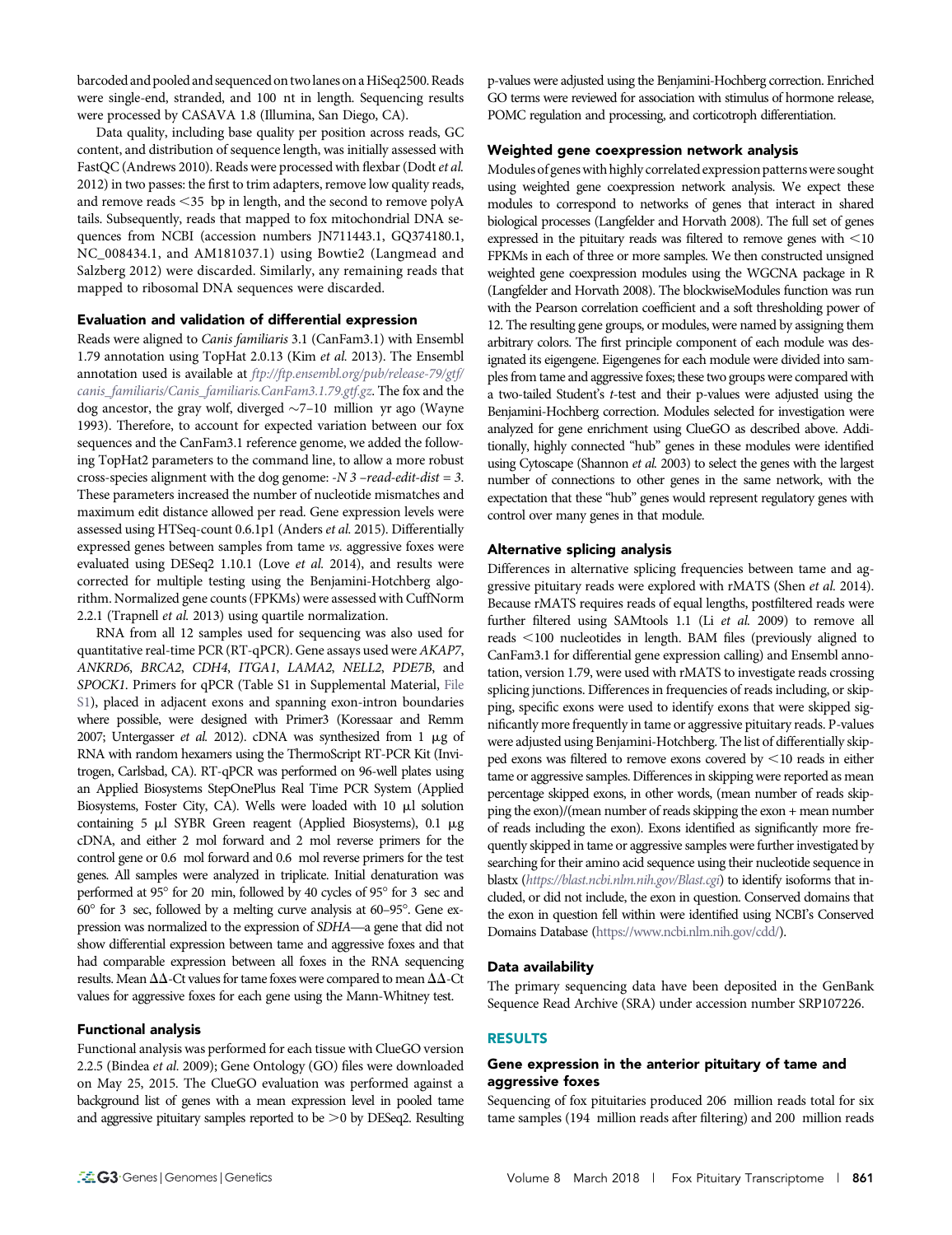barcoded and pooled and sequenced on two lanes on a HiSeq2500. Reads were single-end, stranded, and 100 nt in length. Sequencing results were processed by CASAVA 1.8 (Illumina, San Diego, CA).

Data quality, including base quality per position across reads, GC content, and distribution of sequence length, was initially assessed with FastQC (Andrews 2010). Reads were processed with flexbar (Dodt *et al.* 2012) in two passes: the first to trim adapters, remove low quality reads, and remove reads <35 bp in length, and the second to remove polyA tails. Subsequently, reads that mapped to fox mitochondrial DNA sequences from NCBI (accession numbers JN711443.1, GQ374180.1, NC_008434.1, and AM181037.1) using Bowtie2 (Langmead and Salzberg 2012) were discarded. Similarly, any remaining reads that mapped to ribosomal DNA sequences were discarded.

### Evaluation and validation of differential expression

Reads were aligned to *Canis familiaris* 3.1 (CanFam3.1) with Ensembl 1.79 annotation using TopHat 2.0.13 (Kim *et al.* 2013). The Ensembl annotation used is available at *ftp://ftp.ensembl.org/pub/release-79/gtf/canis_familiaris/Canis_familiaris.CanFam3.1.79.gtf.gz*. The fox and the dog ancestor, the gray wolf, diverged ~7–10 million yr ago (Wayne 1993). Therefore, to account for expected variation between our fox sequences and the CanFam3.1 reference genome, we added the following TopHat2 parameters to the command line, to allow a more robust cross-species alignment with the dog genome: *-N 3 –read-edit-dist = 3*. These parameters increased the number of nucleotide mismatches and maximum edit distance allowed per read. Gene expression levels were assessed using HTSeq-count 0.6.1p1 (Anders *et al.* 2015). Differentially expressed genes between samples from tame *vs.* aggressive foxes were evaluated using DESeq2 1.10.1 (Love *et al.* 2014), and results were corrected for multiple testing using the Benjamini-Hotchberg algorithm. Normalized gene counts (FPKMs) were assessed with CuffNorm 2.2.1 (Trapnell *et al.* 2013) using quartile normalization.

RNA from all 12 samples used for sequencing was also used for quantitative real-time PCR (RT-qPCR). Gene assays used were *AKAP7*, *ANKRD6*, *BRCA2*, *CDH4*, *ITGA1*, *LAMA2*, *NELL2*, *PDE7B*, and *SPOCK1*. Primers for qPCR (Table S1 in Supplemental Material, File S1), placed in adjacent exons and spanning exon-intron boundaries where possible, were designed with Primer3 (Koressaar and Remm 2007; Untergasser *et al.* 2012). cDNA was synthesized from 1 μg of RNA with random hexamers using the ThermoScript RT-PCR Kit (Invitrogen, Carlsbad, CA). RT-qPCR was performed on 96-well plates using an Applied Biosystems StepOnePlus Real Time PCR System (Applied Biosystems, Foster City, CA). Wells were loaded with 10 μl solution containing 5 μl SYBR Green reagent (Applied Biosystems), 0.1 μg cDNA, and either 2 mol forward and 2 mol reverse primers for the control gene or 0.6 mol forward and 0.6 mol reverse primers for the test genes. All samples were analyzed in triplicate. Initial denaturation was performed at 95° for 20 min, followed by 40 cycles of 95° for 3 sec and 60° for 3 sec, followed by a melting curve analysis at 60–95°. Gene expression was normalized to the expression of *SDHA*—a gene that did not show differential expression between tame and aggressive foxes and that had comparable expression between all foxes in the RNA sequencing results. Mean ΔΔ-Ct values for tame foxes were compared to mean ΔΔ-Ct values for aggressive foxes for each gene using the Mann-Whitney test.

### Functional analysis

Functional analysis was performed for each tissue with ClueGO version 2.2.5 (Bindea *et al.* 2009); Gene Ontology (GO) files were downloaded on May 25, 2015. The ClueGO evaluation was performed against a background list of genes with a mean expression level in pooled tame and aggressive pituitary samples reported to be >0 by DESeq2. Resulting p-values were adjusted using the Benjamini-Hochberg correction. Enriched GO terms were reviewed for association with stimulus of hormone release, POMC regulation and processing, and corticotroph differentiation.

### Weighted gene coexpression network analysis

Modules of genes with highly correlated expression patterns were sought using weighted gene coexpression network analysis. We expect these modules to correspond to networks of genes that interact in shared biological processes (Langfelder and Horvath 2008). The full set of genes expressed in the pituitary reads was filtered to remove genes with <10 FPKMs in each of three or more samples. We then constructed unsigned weighted gene coexpression modules using the WGCNA package in R (Langfelder and Horvath 2008). The blockwiseModules function was run with the Pearson correlation coefficient and a soft thresholding power of 12. The resulting gene groups, or modules, were named by assigning them arbitrary colors. The first principle component of each module was designated its eigengene. Eigengenes for each module were divided into samples from tame and aggressive foxes; these two groups were compared with a two-tailed Student's *t*-test and their p-values were adjusted using the Benjamini-Hochberg correction. Modules selected for investigation were analyzed for gene enrichment using ClueGO as described above. Additionally, highly connected "hub" genes in these modules were identified using Cytoscape (Shannon *et al.* 2003) to select the genes with the largest number of connections to other genes in the same network, with the expectation that these "hub" genes would represent regulatory genes with control over many genes in that module.

### Alternative splicing analysis

Differences in alternative splicing frequencies between tame and aggressive pituitary reads were explored with rMATS (Shen *et al.* 2014). Because rMATS requires reads of equal lengths, postfiltered reads were further filtered using SAMtools 1.1 (Li *et al.* 2009) to remove all reads <100 nucleotides in length. BAM files (previously aligned to CanFam3.1 for differential gene expression calling) and Ensembl annotation, version 1.79, were used with rMATS to investigate reads crossing splicing junctions. Differences in frequencies of reads including, or skipping, specific exons were used to identify exons that were skipped significantly more frequently in tame or aggressive pituitary reads. P-values were adjusted using Benjamini-Hotchberg. The list of differentially skipped exons was filtered to remove exons covered by <10 reads in either tame or aggressive samples. Differences in skipping were reported as mean percentage skipped exons, in other words, (mean number of reads skipping the exon)/(mean number of reads skipping the exon + mean number of reads including the exon). Exons identified as significantly more frequently skipped in tame or aggressive samples were further investigated by searching for their amino acid sequence using their nucleotide sequence in blastx (*https://blast.ncbi.nlm.nih.gov/Blast.cgi*) to identify isoforms that included, or did not include, the exon in question. Conserved domains that the exon in question fell within were identified using NCBI's Conserved Domains Database (https://www.ncbi.nlm.nih.gov/cdd/).

### Data availability

The primary sequencing data have been deposited in the GenBank Sequence Read Archive (SRA) under accession number SRP107226.

## RESULTS

### Gene expression in the anterior pituitary of tame and aggressive foxes

Sequencing of fox pituitaries produced 206 million reads total for six tame samples (194 million reads after filtering) and 200 million reads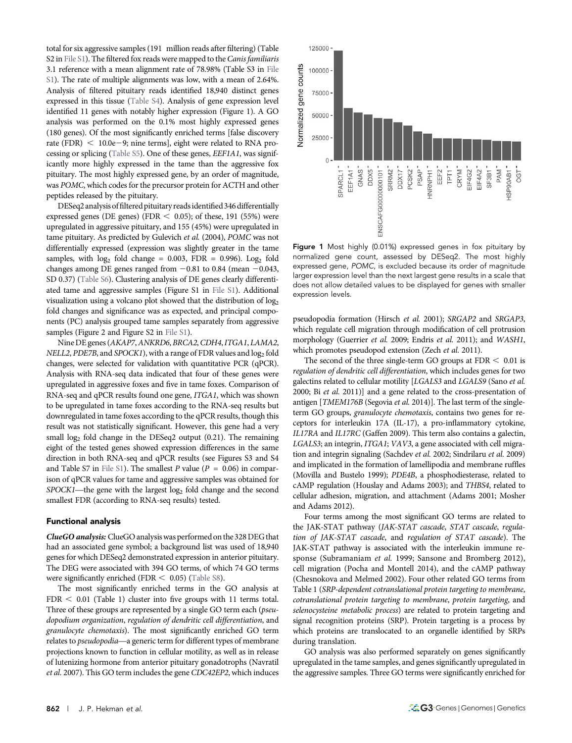total for six aggressive samples (191 million reads after filtering) (Table S2 in File S1). The filtered fox reads were mapped to the *Canis familiaris* 3.1 reference with a mean alignment rate of 78.98% (Table S3 in File S1). The rate of multiple alignments was low, with a mean of 2.64%. Analysis of filtered pituitary reads identified 18,940 distinct genes expressed in this tissue (Table S4). Analysis of gene expression level identified 11 genes with notably higher expression (Figure 1). A GO analysis was performed on the 0.1% most highly expressed genes (180 genes). Of the most significantly enriched terms [false discovery rate (FDR) < 10.0e−9; nine terms], eight were related to RNA processing or splicing (Table S5). One of these genes, *EEF1A1*, was significantly more highly expressed in the tame than the aggressive fox pituitary. The most highly expressed gene, by an order of magnitude, was *POMC*, which codes for the precursor protein for ACTH and other peptides released by the pituitary.

DESeq2 analysis of filtered pituitary reads identified 346 differentially expressed genes (DE genes) (FDR < 0.05); of these, 191 (55%) were upregulated in aggressive pituitary, and 155 (45%) were upregulated in tame pituitary. As predicted by Gulevich *et al.* (2004), *POMC* was not differentially expressed (expression was slightly greater in the tame samples, with $\log_2$ fold change = 0.003, FDR = 0.996). $\log_2$ fold changes among DE genes ranged from −0.81 to 0.84 (mean −0.043, SD 0.37) (Table S6). Clustering analysis of DE genes clearly differentiated tame and aggressive samples (Figure S1 in File S1). Additional visualization using a volcano plot showed that the distribution of $\log_2$ fold changes and significance was as expected, and principal components (PC) analysis grouped tame samples separately from aggressive samples (Figure 2 and Figure S2 in File S1).

Nine DE genes (*AKAP7*, *ANKRD6*, *BRCA2*, *CDH4*, *ITGA1*, *LAMA2*, *NELL2*, *PDE7B*, and *SPOCK1*), with a range of FDR values and $\log_2$ fold changes, were selected for validation with quantitative PCR (qPCR). Analysis with RNA-seq data indicated that four of these genes were upregulated in aggressive foxes and five in tame foxes. Comparison of RNA-seq and qPCR results found one gene, *ITGA1*, which was shown to be upregulated in tame foxes according to the RNA-seq results but downregulated in tame foxes according to the qPCR results, though this result was not statistically significant. However, this gene had a very small $\log_2$ fold change in the DESeq2 output (0.21). The remaining eight of the tested genes showed expression differences in the same direction in both RNA-seq and qPCR results (see Figures S3 and S4 and Table S7 in File S1). The smallest *P* value ($P$ = 0.06) in comparison of qPCR values for tame and aggressive samples was obtained for *SPOCK1*—the gene with the largest $\log_2$ fold change and the second smallest FDR (according to RNA-seq results) tested.

### Functional analysis

***ClueGO analysis:*** ClueGO analysis was performed on the 328 DEG that had an associated gene symbol; a background list was used of 18,940 genes for which DESeq2 demonstrated expression in anterior pituitary. The DEG were associated with 394 GO terms, of which 74 GO terms were significantly enriched (FDR < 0.05) (Table S8).

The most significantly enriched terms in the GO analysis at FDR < 0.01 (Table 1) cluster into five groups with 11 terms total. Three of these groups are represented by a single GO term each (*pseudopodium organization*, *regulation of dendritic cell differentiation*, and *granulocyte chemotaxis*). The most significantly enriched GO term relates to *pseudopodia*—a generic term for different types of membrane projections known to function in cellular motility, as well as in release of lutenizing hormone from anterior pituitary gonadotrophs (Navratil *et al.* 2007). This GO term includes the gene *CDC42EP2*, which induces pseudopodia formation (Hirsch *et al.* 2001); *SRGAP2* and *SRGAP3*, which regulate cell migration through modification of cell protrusion morphology (Guerrier *et al.* 2009; Endris *et al.* 2011); and *WASH1*, which promotes pseudopod extension (Zech *et al.* 2011).

Figure 1 Most highly (0.01%) expressed genes in fox pituitary by normalized gene count, assessed by DESeq2. The most highly expressed gene, *POMC*, is excluded because its order of magnitude larger expression level than the next largest gene results in a scale that does not allow detailed values to be displayed for genes with smaller expression levels.

The second of the three single-term GO groups at FDR < 0.01 is *regulation of dendritic cell differentiation*, which includes genes for two galectins related to cellular motility [*LGALS3* and *LGALS9* (Sano *et al.* 2000; Bi *et al.* 2011)] and a gene related to the cross-presentation of antigen [*TMEM176B* (Segovia *et al.* 2014)]. The last term of the single-term GO groups, *granulocyte chemotaxis*, contains two genes for receptors for interleukin 17A (IL-17), a pro-inflammatory cytokine, *IL17RA* and *IL17RC* (Gaffen 2009). This term also contains a galectin, *LGALS3*; an integrin, *ITGA1*; *VAV3*, a gene associated with cell migration and integrin signaling (Sachdev *et al.* 2002; Sindrilaru *et al.* 2009) and implicated in the formation of lamellipodia and membrane ruffles (Movilla and Bustelo 1999); *PDE4B*, a phosphodiesterase, related to cAMP regulation (Houslay and Adams 2003); and *THBS4*, related to cellular adhesion, migration, and attachment (Adams 2001; Mosher and Adams 2012).

Four terms among the most significant GO terms are related to the JAK-STAT pathway (*JAK-STAT cascade*, *STAT cascade*, *regulation of JAK-STAT cascade*, and *regulation of STAT cascade*). The JAK-STAT pathway is associated with the interleukin immune response (Subramaniam *et al.* 1999; Sansone and Bromberg 2012), cell migration (Pocha and Montell 2014), and the cAMP pathway (Chesnokova and Melmed 2002). Four other related GO terms from Table 1 (*SRP-dependent cotranslational protein targeting to membrane*, *cotranslational protein targeting to membrane*, *protein targeting*, and *selenocysteine metabolic process*) are related to protein targeting and signal recognition proteins (SRP). Protein targeting is a process by which proteins are translocated to an organelle identified by SRPs during translation.

GO analysis was also performed separately on genes significantly upregulated in the tame samples, and genes significantly upregulated in the aggressive samples. Three GO terms were significantly enriched for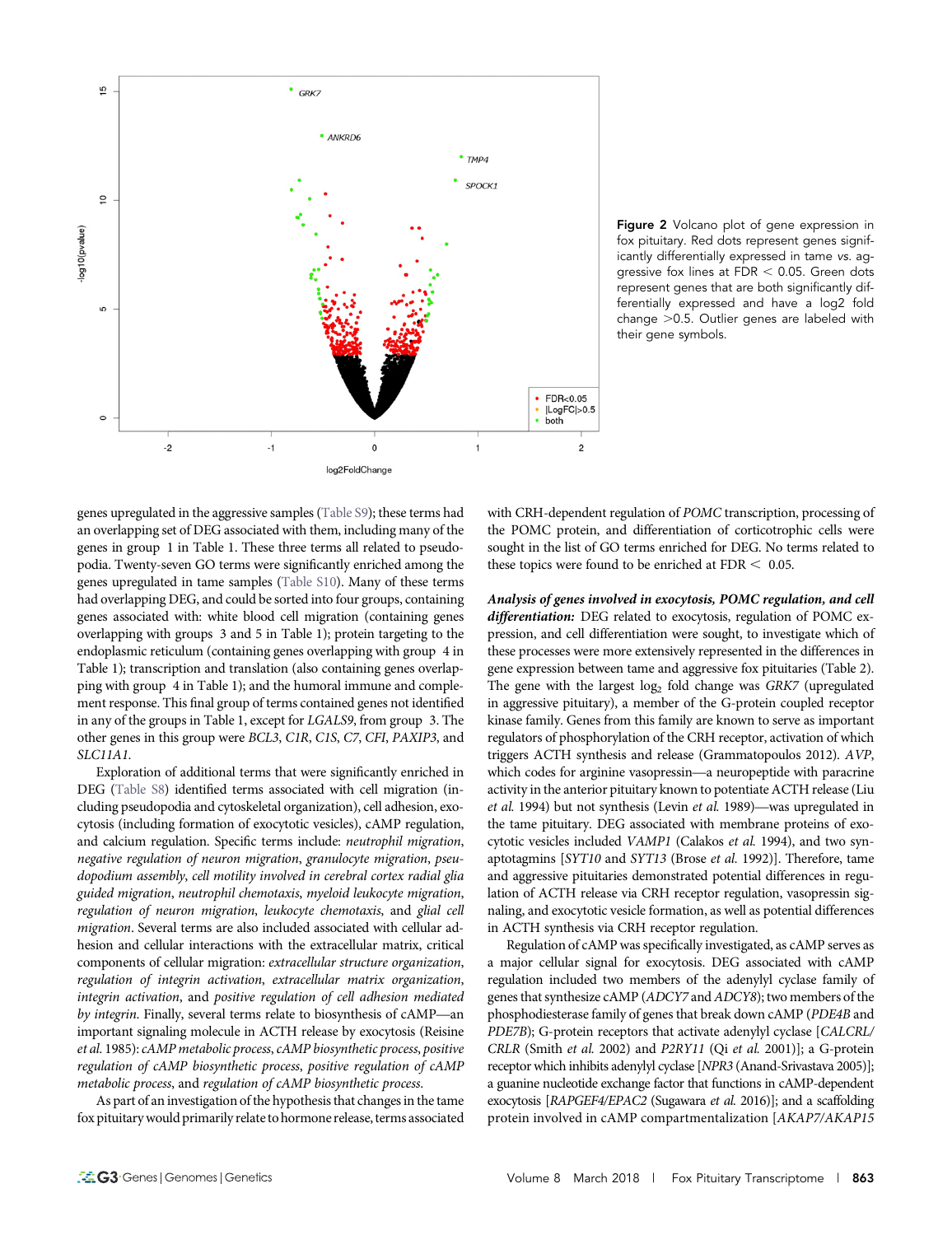**Figure 2** Volcano plot of gene expression in fox pituitary. Red dots represent genes significantly differentially expressed in tame *vs.* aggressive fox lines at FDR < 0.05. Green dots represent genes that are both significantly differentially expressed and have a log2 fold change >0.5. Outlier genes are labeled with their gene symbols.

genes upregulated in the aggressive samples (Table S9); these terms had an overlapping set of DEG associated with them, including many of the genes in group 1 in Table 1. These three terms all related to pseudopodia. Twenty-seven GO terms were significantly enriched among the genes upregulated in tame samples (Table S10). Many of these terms had overlapping DEG, and could be sorted into four groups, containing genes associated with: white blood cell migration (containing genes overlapping with groups 3 and 5 in Table 1); protein targeting to the endoplasmic reticulum (containing genes overlapping with group 4 in Table 1); transcription and translation (also containing genes overlapping with group 4 in Table 1); and the humoral immune and complement response. This final group of terms contained genes not identified in any of the groups in Table 1, except for *LGALS9*, from group 3. The other genes in this group were *BCL3*, *C1R*, *C1S*, *C7*, *CFI*, *PAXIP3*, and *SLC11A1*.

Exploration of additional terms that were significantly enriched in DEG (Table S8) identified terms associated with cell migration (including pseudopodia and cytoskeletal organization), cell adhesion, exocytosis (including formation of exocytotic vesicles), cAMP regulation, and calcium regulation. Specific terms include: *neutrophil migration*, *negative regulation of neuron migration*, *granulocyte migration*, *pseudopodium assembly*, *cell motility involved in cerebral cortex radial glia guided migration*, *neutrophil chemotaxis*, *myeloid leukocyte migration*, *regulation of neuron migration*, *leukocyte chemotaxis*, and *glial cell migration*. Several terms are also included associated with cellular adhesion and cellular interactions with the extracellular matrix, critical components of cellular migration: *extracellular structure organization*, *regulation of integrin activation*, *extracellular matrix organization*, *integrin activation*, and *positive regulation of cell adhesion mediated by integrin*. Finally, several terms relate to biosynthesis of cAMP—an important signaling molecule in ACTH release by exocytosis (Reisine *et al.* 1985): *cAMP metabolic process*, *cAMP biosynthetic process*, *positive regulation of cAMP biosynthetic process*, *positive regulation of cAMP metabolic process*, and *regulation of cAMP biosynthetic process*.

As part of an investigation of the hypothesis that changes in the tame fox pituitary would primarily relate to hormone release, terms associated with CRH-dependent regulation of *POMC* transcription, processing of the POMC protein, and differentiation of corticotrophic cells were sought in the list of GO terms enriched for DEG. No terms related to these topics were found to be enriched at FDR < 0.05.

***Analysis of genes involved in exocytosis, POMC regulation, and cell differentiation:*** DEG related to exocytosis, regulation of POMC expression, and cell differentiation were sought, to investigate which of these processes were more extensively represented in the differences in gene expression between tame and aggressive fox pituitaries (Table 2). The gene with the largest $\log_2$ fold change was *GRK7* (upregulated in aggressive pituitary), a member of the G-protein coupled receptor kinase family. Genes from this family are known to serve as important regulators of phosphorylation of the CRH receptor, activation of which triggers ACTH synthesis and release (Grammatopoulos 2012). *AVP*, which codes for arginine vasopressin—a neuropeptide with paracrine activity in the anterior pituitary known to potentiate ACTH release (Liu *et al.* 1994) but not synthesis (Levin *et al.* 1989)—was upregulated in the tame pituitary. DEG associated with membrane proteins of exocytotic vesicles included *VAMP1* (Calakos *et al.* 1994), and two synaptotagmins [*SYT10* and *SYT13* (Brose *et al.* 1992)]. Therefore, the tame and aggressive pituitaries demonstrated potential differences in regulation of ACTH release via CRH receptor regulation, vasopressin signaling, and exocytotic vesicle formation, as well as potential differences in ACTH synthesis via CRH receptor regulation.

Regulation of cAMP was specifically investigated, as cAMP serves as a major cellular signal for exocytosis. DEG associated with cAMP regulation included two members of the adenylyl cyclase family of genes that synthesize cAMP (*ADCY7* and *ADCY8*); two members of the phosphodiesterase family of genes that break down cAMP (*PDE4B* and *PDE7B*); G-protein receptors that activate adenylyl cyclase [*CALCRL/CRLR* (Smith *et al.* 2002) and *P2RY11* (Qi *et al.* 2001)]; a G-protein receptor which inhibits adenylyl cyclase [*NPR3* (Anand-Srivastava 2005)]; a guanine nucleotide exchange factor that functions in cAMP-dependent exocytosis [*RAPGEF4/EPAC2* (Sugawara *et al.* 2016)]; and a scaffolding protein involved in cAMP compartmentalization [*AKAP7/AKAP15*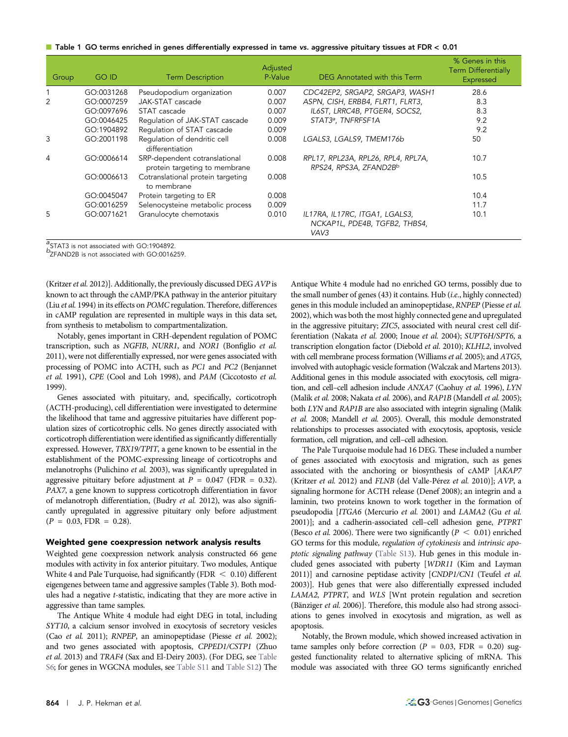**Table 1 GO terms enriched in genes differentially expressed in tame vs. aggressive pituitary tissues at FDR < 0.01**

| Group | GO ID | Term Description | Adjusted P-Value | DEG Annotated with this Term | % Genes in this Term Differentially Expressed |
|---|---|---|---|---|---|
| 1 | GO:0031268 | Pseudopodium organization | 0.007 | *CDC42EP2, SRGAP2, SRGAP3, WASH1* | 28.6 |
| 2 | GO:0007259 | JAK-STAT cascade | 0.007 | *ASPN, CISH, ERBB4, FLRT1, FLRT3, IL6ST, LRRC4B, PTGER4, SOCS2, STAT3*[a]*, TNFRSF1A* | 8.3 |
| | GO:0097696 | STAT cascade | 0.007 | | 8.3 |
| | GO:0046425 | Regulation of JAK-STAT cascade | 0.009 | | 9.2 |
| | GO:1904892 | Regulation of STAT cascade | 0.009 | | 9.2 |
| 3 | GO:2001198 | Regulation of dendritic cell differentiation | 0.008 | *LGALS3, LGALS9, TMEM176b* | 50 |
| 4 | GO:0006614 | SRP-dependent cotranslational protein targeting to membrane | 0.008 | *RPL17, RPL23A, RPL26, RPL4, RPL7A, RPS24, RPS3A, ZFAND2B*[b] | 10.7 |
| | GO:0006613 | Cotranslational protein targeting to membrane | 0.008 | | 10.5 |
| | GO:0045047 | Protein targeting to ER | 0.008 | | 10.4 |
| | GO:0016259 | Selenocysteine metabolic process | 0.009 | | 11.7 |
| 5 | GO:0071621 | Granulocyte chemotaxis | 0.010 | *IL17RA, IL17RC, ITGA1, LGALS3, NCKAP1L, PDE4B, TGFB2, THBS4, VAV3* | 10.1 |

[a]STAT3 is not associated with GO:1904892.
[b]ZFAND2B is not associated with GO:0016259.

(Kritzer *et al.* 2012)]. Additionally, the previously discussed DEG *AVP* is known to act through the cAMP/PKA pathway in the anterior pituitary (Liu *et al.* 1994) in its effects on *POMC* regulation. Therefore, differences in cAMP regulation are represented in multiple ways in this data set, from synthesis to metabolism to compartmentalization.

Notably, genes important in CRH-dependent regulation of POMC transcription, such as *NGFIB*, *NURR1*, and *NOR1* (Bonfiglio *et al.* 2011), were not differentially expressed, nor were genes associated with processing of POMC into ACTH, such as *PC1* and *PC2* (Benjannet *et al.* 1991), *CPE* (Cool and Loh 1998), and *PAM* (Ciccotosto *et al.* 1999).

Genes associated with pituitary, and, specifically, corticotroph (ACTH-producing), cell differentiation were investigated to determine the likelihood that tame and aggressive pituitaries have different population sizes of corticotrophic cells. No genes directly associated with corticotroph differentiation were identified as significantly differentially expressed. However, *TBX19/TPIT*, a gene known to be essential in the establishment of the POMC-expressing lineage of corticotrophs and melanotrophs (Pulichino *et al.* 2003), was significantly upregulated in aggressive pituitary before adjustment at $P = 0.047$ (FDR = 0.32). *PAX7*, a gene known to suppress corticotroph differentiation in favor of melanotroph differentiation, (Budry *et al.* 2012), was also significantly upregulated in aggressive pituitary only before adjustment ($P = 0.03$, FDR = 0.28).

### Weighted gene coexpression network analysis results

Weighted gene coexpression network analysis constructed 66 gene modules with activity in fox anterior pituitary. Two modules, Antique White 4 and Pale Turquoise, had significantly (FDR < 0.10) different eigengenes between tame and aggressive samples (Table 3). Both modules had a negative *t*-statistic, indicating that they are more active in aggressive than tame samples.

The Antique White 4 module had eight DEG in total, including *SYT10*, a calcium sensor involved in exocytosis of secretory vesicles (Cao *et al.* 2011); *RNPEP*, an aminopeptidase (Piesse *et al.* 2002); and two genes associated with apoptosis, *CPPED1/CSTP1* (Zhuo *et al.* 2013) and *TRAF4* (Sax and El-Deiry 2003). (For DEG, see Table S6; for genes in WGCNA modules, see Table S11 and Table S12) The Antique White 4 module had no enriched GO terms, possibly due to the small number of genes (43) it contains. Hub (*i.e.*, highly connected) genes in this module included an aminopeptidase, *RNPEP* (Piesse *et al.* 2002), which was both the most highly connected gene and upregulated in the aggressive pituitary; *ZIC5*, associated with neural crest cell differentiation (Nakata *et al.* 2000; Inoue *et al.* 2004); *SUPT6H/SPT6*, a transcription elongation factor (Diebold *et al.* 2010); *KLHL2*, involved with cell membrane process formation (Williams *et al.* 2005); and *ATG5*, involved with autophagic vesicle formation (Walczak and Martens 2013). Additional genes in this module associated with exocytosis, cell migration, and cell–cell adhesion include *ANXA7* (Caohuy *et al.* 1996), *LYN* (Malik *et al.* 2008; Nakata *et al.* 2006), and *RAP1B* (Mandell *et al.* 2005); both *LYN* and *RAP1B* are also associated with integrin signaling (Malik *et al.* 2008; Mandell *et al.* 2005). Overall, this module demonstrated relationships to processes associated with exocytosis, apoptosis, vesicle formation, cell migration, and cell–cell adhesion.

The Pale Turquoise module had 16 DEG. These included a number of genes associated with exocytosis and migration, such as genes associated with the anchoring or biosynthesis of cAMP [*AKAP7* (Kritzer *et al.* 2012) and *FLNB* (del Valle-Pérez *et al.* 2010)]; *AVP*, a signaling hormone for ACTH release (Denef 2008); an integrin and a laminin, two proteins known to work together in the formation of pseudopodia [*ITGA6* (Mercurio *et al.* 2001) and *LAMA2* (Gu *et al.* 2001)]; and a cadherin-associated cell–cell adhesion gene, *PTPRT* (Besco *et al.* 2006). There were two significantly ($P < 0.01$) enriched GO terms for this module, *regulation of cytokinesis* and *intrinsic apoptotic signaling pathway* (Table S13). Hub genes in this module included genes associated with puberty [*WDR11* (Kim and Layman 2011)] and carnosine peptidase activity [*CNDP1/CN1* (Teufel *et al.* 2003)]. Hub genes that were also differentially expressed included *LAMA2*, *PTPRT*, and *WLS* [Wnt protein regulation and secretion (Bänziger *et al.* 2006)]. Therefore, this module also had strong associations to genes involved in exocytosis and migration, as well as apoptosis.

Notably, the Brown module, which showed increased activation in tame samples only before correction ($P = 0.03$, FDR = 0.20) suggested functionality related to alternative splicing of mRNA. This module was associated with three GO terms significantly enriched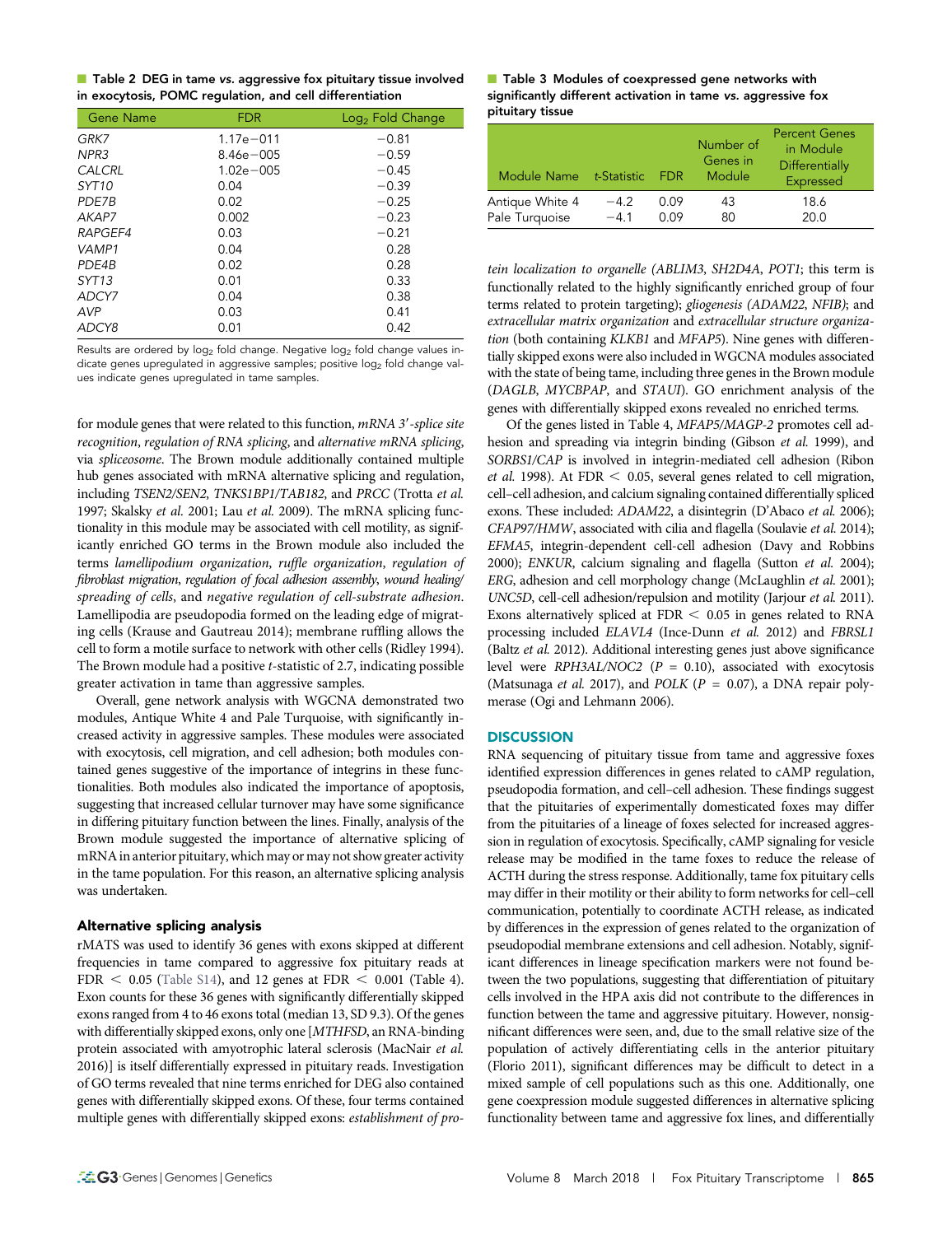■ **Table 2 DEG in tame *vs.* aggressive fox pituitary tissue involved in exocytosis, POMC regulation, and cell differentiation**

| Gene Name | FDR | Log$_2$ Fold Change |
| --- | --- | --- |
| *GRK7* | 1.17e−011 | −0.81 |
| *NPR3* | 8.46e−005 | −0.59 |
| *CALCRL* | 1.02e−005 | −0.45 |
| *SYT10* | 0.04 | −0.39 |
| *PDE7B* | 0.02 | −0.25 |
| *AKAP7* | 0.002 | −0.23 |
| *RAPGEF4* | 0.03 | −0.21 |
| *VAMP1* | 0.04 | 0.28 |
| *PDE4B* | 0.02 | 0.28 |
| *SYT13* | 0.01 | 0.33 |
| *ADCY7* | 0.04 | 0.38 |
| *AVP* | 0.03 | 0.41 |
| *ADCY8* | 0.01 | 0.42 |

Results are ordered by log$_2$ fold change. Negative log$_2$ fold change values indicate genes upregulated in aggressive samples; positive log$_2$ fold change values indicate genes upregulated in tame samples.

for module genes that were related to this function, *mRNA 3′-splice site recognition*, *regulation of RNA splicing*, and *alternative mRNA splicing*, via *spliceosome*. The Brown module additionally contained multiple hub genes associated with mRNA alternative splicing and regulation, including *TSEN2/SEN2*, *TNKS1BP1/TAB182*, and *PRCC* (Trotta *et al.* 1997; Skalsky *et al.* 2001; Lau *et al.* 2009). The mRNA splicing functionality in this module may be associated with cell motility, as significantly enriched GO terms in the Brown module also included the terms *lamellipodium organization*, *ruffle organization*, *regulation of fibroblast migration*, *regulation of focal adhesion assembly*, *wound healing/spreading of cells*, and *negative regulation of cell-substrate adhesion*. Lamellipodia are pseudopodia formed on the leading edge of migrating cells (Krause and Gautreau 2014); membrane ruffling allows the cell to form a motile surface to network with other cells (Ridley 1994). The Brown module had a positive *t*-statistic of 2.7, indicating possible greater activation in tame than aggressive samples.

Overall, gene network analysis with WGCNA demonstrated two modules, Antique White 4 and Pale Turquoise, with significantly increased activity in aggressive samples. These modules were associated with exocytosis, cell migration, and cell adhesion; both modules contained genes suggestive of the importance of integrins in these functionalities. Both modules also indicated the importance of apoptosis, suggesting that increased cellular turnover may have some significance in differing pituitary function between the lines. Finally, analysis of the Brown module suggested the importance of alternative splicing of mRNA in anterior pituitary, which may or may not show greater activity in the tame population. For this reason, an alternative splicing analysis was undertaken.

### Alternative splicing analysis

rMATS was used to identify 36 genes with exons skipped at different frequencies in tame compared to aggressive fox pituitary reads at FDR < 0.05 (Table S14), and 12 genes at FDR < 0.001 (Table 4). Exon counts for these 36 genes with significantly differentially skipped exons ranged from 4 to 46 exons total (median 13, SD 9.3). Of the genes with differentially skipped exons, only one [*MTHFSD*, an RNA-binding protein associated with amyotrophic lateral sclerosis (MacNair *et al.* 2016)] is itself differentially expressed in pituitary reads. Investigation of GO terms revealed that nine terms enriched for DEG also contained genes with differentially skipped exons. Of these, four terms contained multiple genes with differentially skipped exons: *establishment of protein localization to organelle* (*ABLIM3*, *SH2D4A*, *POT1*; this term is functionally related to the highly significantly enriched group of four terms related to protein targeting); *gliogenesis* (*ADAM22*, *NFIB*); and *extracellular matrix organization* and *extracellular structure organization* (both containing *KLKB1* and *MFAP5*). Nine genes with differentially skipped exons were also included in WGCNA modules associated with the state of being tame, including three genes in the Brown module (*DAGLB*, *MYCBPAP*, and *STAU1*). GO enrichment analysis of the genes with differentially skipped exons revealed no enriched terms.

■ **Table 3 Modules of coexpressed gene networks with significantly different activation in tame *vs.* aggressive fox pituitary tissue**

| Module Name | *t*-Statistic | FDR | Number of Genes in Module | Percent Genes in Module Differentially Expressed |
| --- | --- | --- | --- | --- |
| Antique White 4 | −4.2 | 0.09 | 43 | 18.6 |
| Pale Turquoise | −4.1 | 0.09 | 80 | 20.0 |

Of the genes listed in Table 4, *MFAP5/MAGP-2* promotes cell adhesion and spreading via integrin binding (Gibson *et al.* 1999), and *SORBS1/CAP* is involved in integrin-mediated cell adhesion (Ribon *et al.* 1998). At FDR < 0.05, several genes related to cell migration, cell–cell adhesion, and calcium signaling contained differentially spliced exons. These included: *ADAM22*, a disintegrin (D'Abaco *et al.* 2006); *CFAP97/HMW*, associated with cilia and flagella (Soulavie *et al.* 2014); *EFMA5*, integrin-dependent cell-cell adhesion (Davy and Robbins 2000); *ENKUR*, calcium signaling and flagella (Sutton *et al.* 2004); *ERG*, adhesion and cell morphology change (McLaughlin *et al.* 2001); *UNC5D*, cell-cell adhesion/repulsion and motility (Jarjour *et al.* 2011). Exons alternatively spliced at FDR < 0.05 in genes related to RNA processing included *ELAVL4* (Ince-Dunn *et al.* 2012) and *FBRSL1* (Baltz *et al.* 2012). Additional interesting genes just above significance level were *RPH3AL/NOC2* ($P$ = 0.10), associated with exocytosis (Matsunaga *et al.* 2017), and *POLK* ($P$ = 0.07), a DNA repair polymerase (Ogi and Lehmann 2006).

## DISCUSSION

RNA sequencing of pituitary tissue from tame and aggressive foxes identified expression differences in genes related to cAMP regulation, pseudopodia formation, and cell–cell adhesion. These findings suggest that the pituitaries of experimentally domesticated foxes may differ from the pituitaries of a lineage of foxes selected for increased aggression in regulation of exocytosis. Specifically, cAMP signaling for vesicle release may be modified in the tame foxes to reduce the release of ACTH during the stress response. Additionally, tame fox pituitary cells may differ in their motility or their ability to form networks for cell–cell communication, potentially to coordinate ACTH release, as indicated by differences in the expression of genes related to the organization of pseudopodial membrane extensions and cell adhesion. Notably, significant differences in lineage specification markers were not found between the two populations, suggesting that differentiation of pituitary cells involved in the HPA axis did not contribute to the differences in function between the tame and aggressive pituitary. However, nonsignificant differences were seen, and, due to the small relative size of the population of actively differentiating cells in the anterior pituitary (Florio 2011), significant differences may be difficult to detect in a mixed sample of cell populations such as this one. Additionally, one gene coexpression module suggested differences in alternative splicing functionality between tame and aggressive fox lines, and differentially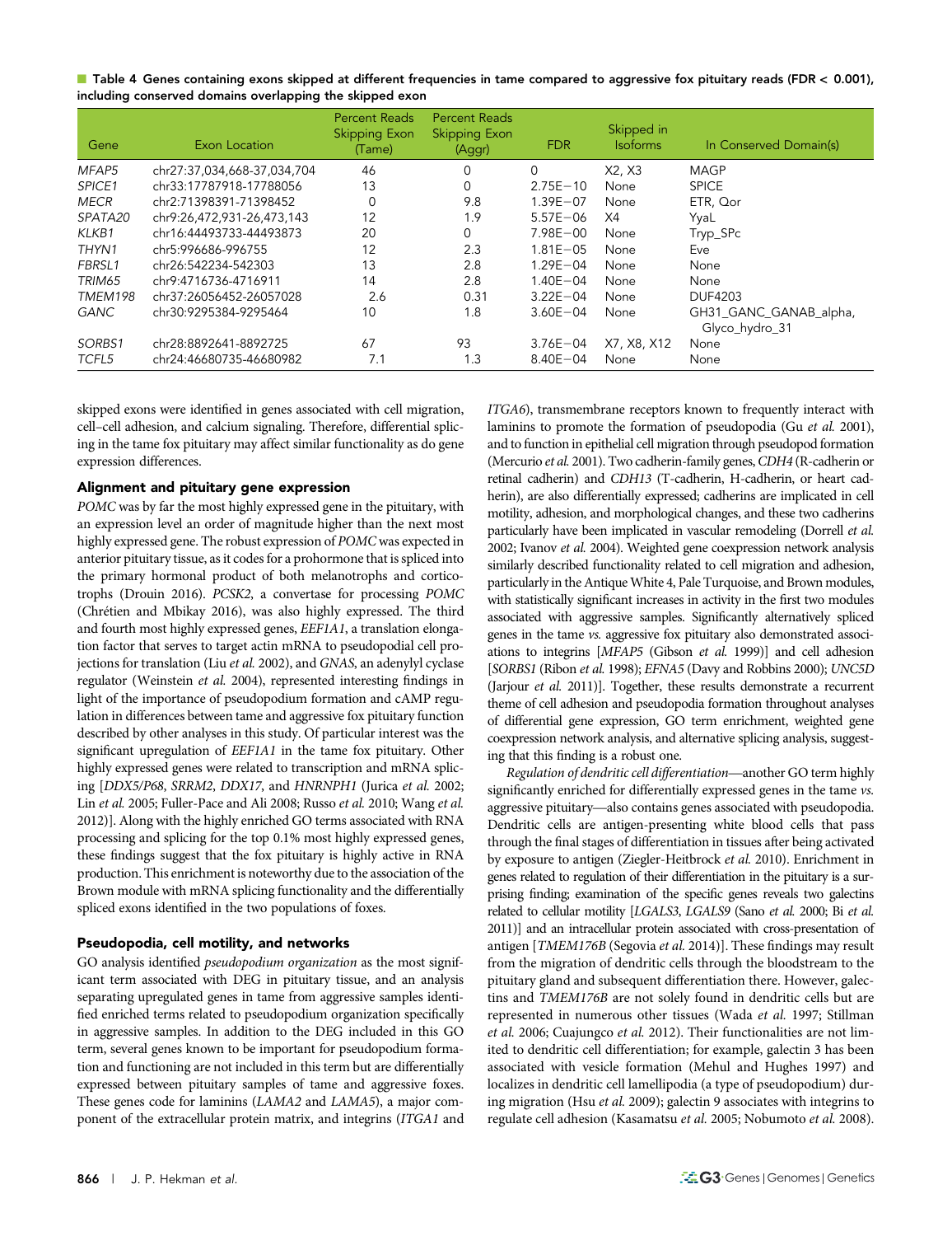**Table 4 Genes containing exons skipped at different frequencies in tame compared to aggressive fox pituitary reads (FDR < 0.001), including conserved domains overlapping the skipped exon**

| Gene | Exon Location | Percent Reads Skipping Exon (Tame) | Percent Reads Skipping Exon (Aggr) | FDR | Skipped in Isoforms | In Conserved Domain(s) |
|---|---|---|---|---|---|---|
| *MFAP5* | chr27:37,034,668-37,034,704 | 46 | 0 | 0 | X2, X3 | MAGP |
| *SPICE1* | chr33:17787918-17788056 | 13 | 0 | 2.75E−10 | None | SPICE |
| *MECR* | chr2:71398391-71398452 | 0 | 9.8 | 1.39E−07 | None | ETR, Qor |
| *SPATA20* | chr9:26,472,931-26,473,143 | 12 | 1.9 | 5.57E−06 | X4 | YyaL |
| *KLKB1* | chr16:44493733-44493873 | 20 | 0 | 7.98E−00 | None | Tryp_SPc |
| *THYN1* | chr5:996686-996755 | 12 | 2.3 | 1.81E−05 | None | Eve |
| *FBRSL1* | chr26:542234-542303 | 13 | 2.8 | 1.29E−04 | None | None |
| *TRIM65* | chr9:4716736-4716911 | 14 | 2.8 | 1.40E−04 | None | None |
| *TMEM198* | chr37:26056452-26057028 | 2.6 | 0.31 | 3.22E−04 | None | DUF4203 |
| *GANC* | chr30:9295384-9295464 | 10 | 1.8 | 3.60E−04 | None | GH31_GANC_GANAB_alpha, Glyco_hydro_31 |
| *SORBS1* | chr28:8892641-8892725 | 67 | 93 | 3.76E−04 | X7, X8, X12 | None |
| *TCFL5* | chr24:46680735-46680982 | 7.1 | 1.3 | 8.40E−04 | None | None |

skipped exons were identified in genes associated with cell migration, cell–cell adhesion, and calcium signaling. Therefore, differential splicing in the tame fox pituitary may affect similar functionality as do gene expression differences.

### Alignment and pituitary gene expression

*POMC* was by far the most highly expressed gene in the pituitary, with an expression level an order of magnitude higher than the next most highly expressed gene. The robust expression of *POMC* was expected in anterior pituitary tissue, as it codes for a prohormone that is spliced into the primary hormonal product of both melanotrophs and corticotrophs (Drouin 2016). *PCSK2*, a convertase for processing *POMC* (Chrétien and Mbikay 2016), was also highly expressed. The third and fourth most highly expressed genes, *EEF1A1*, a translation elongation factor that serves to target actin mRNA to pseudopodial cell projections for translation (Liu *et al.* 2002), and *GNAS*, an adenylyl cyclase regulator (Weinstein *et al.* 2004), represented interesting findings in light of the importance of pseudopodium formation and cAMP regulation in differences between tame and aggressive fox pituitary function described by other analyses in this study. Of particular interest was the significant upregulation of *EEF1A1* in the tame fox pituitary. Other highly expressed genes were related to transcription and mRNA splicing [*DDX5/P68*, *SRRM2*, *DDX17*, and *HNRNPH1* (Jurica *et al.* 2002; Lin *et al.* 2005; Fuller-Pace and Ali 2008; Russo *et al.* 2010; Wang *et al.* 2012)]. Along with the highly enriched GO terms associated with RNA processing and splicing for the top 0.1% most highly expressed genes, these findings suggest that the fox pituitary is highly active in RNA production. This enrichment is noteworthy due to the association of the Brown module with mRNA splicing functionality and the differentially spliced exons identified in the two populations of foxes.

### Pseudopodia, cell motility, and networks

GO analysis identified *pseudopodium organization* as the most significant term associated with DEG in pituitary tissue, and an analysis separating upregulated genes in tame from aggressive samples identified enriched terms related to pseudopodium organization specifically in aggressive samples. In addition to the DEG included in this GO term, several genes known to be important for pseudopodium formation and functioning are not included in this term but are differentially expressed between pituitary samples of tame and aggressive foxes. These genes code for laminins (*LAMA2* and *LAMA5*), a major component of the extracellular protein matrix, and integrins (*ITGA1* and *ITGA6*), transmembrane receptors known to frequently interact with laminins to promote the formation of pseudopodia (Gu *et al.* 2001), and to function in epithelial cell migration through pseudopod formation (Mercurio *et al.* 2001). Two cadherin-family genes, *CDH4* (R-cadherin or retinal cadherin) and *CDH13* (T-cadherin, H-cadherin, or heart cadherin), are also differentially expressed; cadherins are implicated in cell motility, adhesion, and morphological changes, and these two cadherins particularly have been implicated in vascular remodeling (Dorrell *et al.* 2002; Ivanov *et al.* 2004). Weighted gene coexpression network analysis similarly described functionality related to cell migration and adhesion, particularly in the Antique White 4, Pale Turquoise, and Brown modules, with statistically significant increases in activity in the first two modules associated with aggressive samples. Significantly alternatively spliced genes in the tame *vs.* aggressive fox pituitary also demonstrated associations to integrins [*MFAP5* (Gibson *et al.* 1999)] and cell adhesion [*SORBS1* (Ribon *et al.* 1998); *EFNA5* (Davy and Robbins 2000); *UNC5D* (Jarjour *et al.* 2011)]. Together, these results demonstrate a recurrent theme of cell adhesion and pseudopodia formation throughout analyses of differential gene expression, GO term enrichment, weighted gene coexpression network analysis, and alternative splicing analysis, suggesting that this finding is a robust one.

*Regulation of dendritic cell differentiation*—another GO term highly significantly enriched for differentially expressed genes in the tame *vs.* aggressive pituitary—also contains genes associated with pseudopodia. Dendritic cells are antigen-presenting white blood cells that pass through the final stages of differentiation in tissues after being activated by exposure to antigen (Ziegler-Heitbrock *et al.* 2010). Enrichment in genes related to regulation of their differentiation in the pituitary is a surprising finding; examination of the specific genes reveals two galectins related to cellular motility [*LGALS3*, *LGALS9* (Sano *et al.* 2000; Bi *et al.* 2011)] and an intracellular protein associated with cross-presentation of antigen [*TMEM176B* (Segovia *et al.* 2014)]. These findings may result from the migration of dendritic cells through the bloodstream to the pituitary gland and subsequent differentiation there. However, galectins and *TMEM176B* are not solely found in dendritic cells but are represented in numerous other tissues (Wada *et al.* 1997; Stillman *et al.* 2006; Cuajungco *et al.* 2012). Their functionalities are not limited to dendritic cell differentiation; for example, galectin 3 has been associated with vesicle formation (Mehul and Hughes 1997) and localizes in dendritic cell lamellipodia (a type of pseudopodium) during migration (Hsu *et al.* 2009); galectin 9 associates with integrins to regulate cell adhesion (Kasamatsu *et al.* 2005; Nobumoto *et al.* 2008).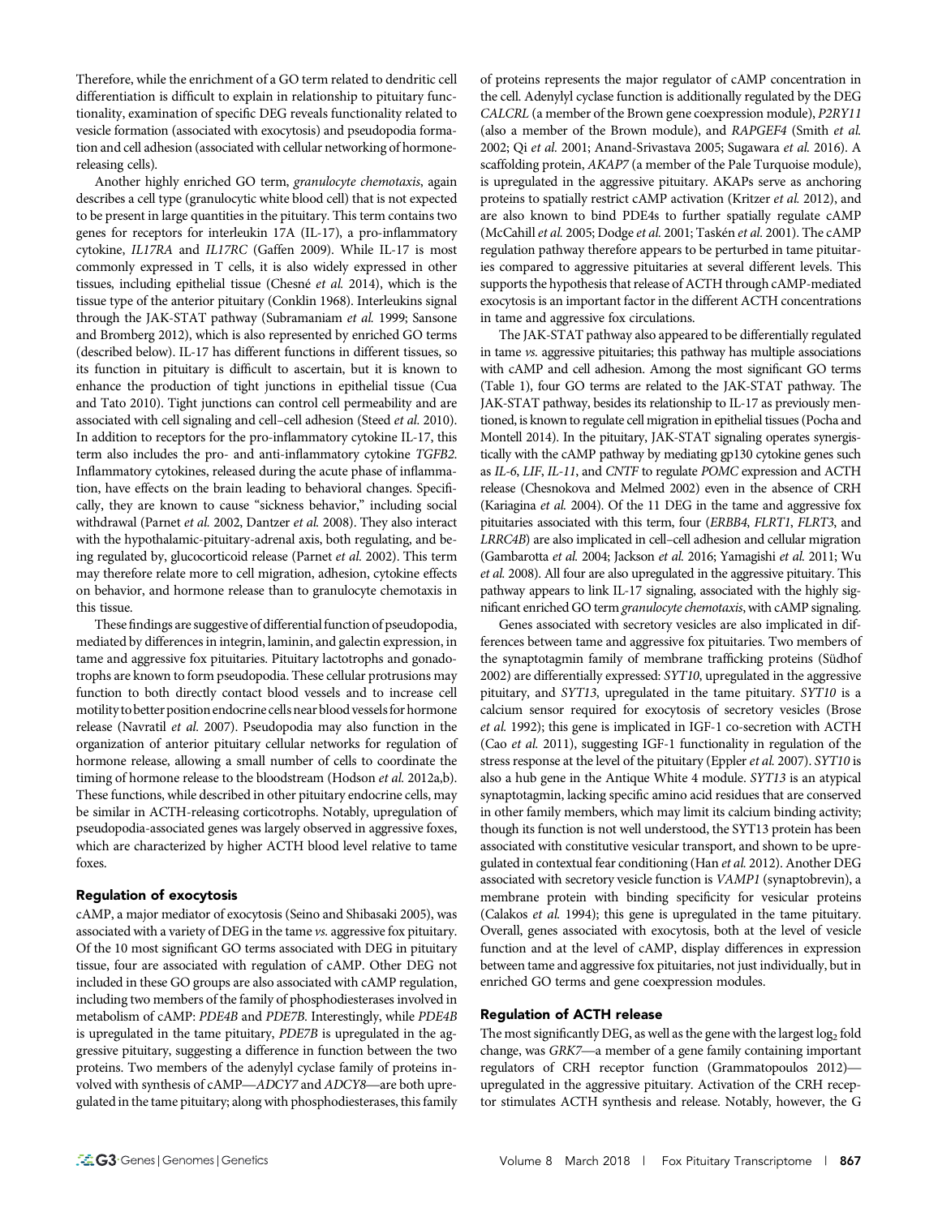Therefore, while the enrichment of a GO term related to dendritic cell differentiation is difficult to explain in relationship to pituitary functionality, examination of specific DEG reveals functionality related to vesicle formation (associated with exocytosis) and pseudopodia formation and cell adhesion (associated with cellular networking of hormone-releasing cells).

Another highly enriched GO term, *granulocyte chemotaxis*, again describes a cell type (granulocytic white blood cell) that is not expected to be present in large quantities in the pituitary. This term contains two genes for receptors for interleukin 17A (IL-17), a pro-inflammatory cytokine, *IL17RA* and *IL17RC* (Gaffen 2009). While IL-17 is most commonly expressed in T cells, it is also widely expressed in other tissues, including epithelial tissue (Chesné *et al.* 2014), which is the tissue type of the anterior pituitary (Conklin 1968). Interleukins signal through the JAK-STAT pathway (Subramaniam *et al.* 1999; Sansone and Bromberg 2012), which is also represented by enriched GO terms (described below). IL-17 has different functions in different tissues, so its function in pituitary is difficult to ascertain, but it is known to enhance the production of tight junctions in epithelial tissue (Cua and Tato 2010). Tight junctions can control cell permeability and are associated with cell signaling and cell–cell adhesion (Steed *et al.* 2010). In addition to receptors for the pro-inflammatory cytokine IL-17, this term also includes the pro- and anti-inflammatory cytokine *TGFB2*. Inflammatory cytokines, released during the acute phase of inflammation, have effects on the brain leading to behavioral changes. Specifically, they are known to cause "sickness behavior," including social withdrawal (Parnet *et al.* 2002, Dantzer *et al.* 2008). They also interact with the hypothalamic-pituitary-adrenal axis, both regulating, and being regulated by, glucocorticoid release (Parnet *et al.* 2002). This term may therefore relate more to cell migration, adhesion, cytokine effects on behavior, and hormone release than to granulocyte chemotaxis in this tissue.

These findings are suggestive of differential function of pseudopodia, mediated by differences in integrin, laminin, and galectin expression, in tame and aggressive fox pituitaries. Pituitary lactotrophs and gonadotrophs are known to form pseudopodia. These cellular protrusions may function to both directly contact blood vessels and to increase cell motility to better position endocrine cells near blood vessels for hormone release (Navratil *et al.* 2007). Pseudopodia may also function in the organization of anterior pituitary cellular networks for regulation of hormone release, allowing a small number of cells to coordinate the timing of hormone release to the bloodstream (Hodson *et al.* 2012a,b). These functions, while described in other pituitary endocrine cells, may be similar in ACTH-releasing corticotrophs. Notably, upregulation of pseudopodia-associated genes was largely observed in aggressive foxes, which are characterized by higher ACTH blood level relative to tame foxes.

### Regulation of exocytosis

cAMP, a major mediator of exocytosis (Seino and Shibasaki 2005), was associated with a variety of DEG in the tame *vs.* aggressive fox pituitary. Of the 10 most significant GO terms associated with DEG in pituitary tissue, four are associated with regulation of cAMP. Other DEG not included in these GO groups are also associated with cAMP regulation, including two members of the family of phosphodiesterases involved in metabolism of cAMP: *PDE4B* and *PDE7B*. Interestingly, while *PDE4B* is upregulated in the tame pituitary, *PDE7B* is upregulated in the aggressive pituitary, suggesting a difference in function between the two proteins. Two members of the adenylyl cyclase family of proteins involved with synthesis of cAMP—*ADCY7* and *ADCY8*—are both upregulated in the tame pituitary; along with phosphodiesterases, this family of proteins represents the major regulator of cAMP concentration in the cell. Adenylyl cyclase function is additionally regulated by the DEG *CALCRL* (a member of the Brown gene coexpression module), *P2RY11* (also a member of the Brown module), and *RAPGEF4* (Smith *et al.* 2002; Qi *et al.* 2001; Anand-Srivastava 2005; Sugawara *et al.* 2016). A scaffolding protein, *AKAP7* (a member of the Pale Turquoise module), is upregulated in the aggressive pituitary. AKAPs serve as anchoring proteins to spatially restrict cAMP activation (Kritzer *et al.* 2012), and are also known to bind PDE4s to further spatially regulate cAMP (McCahill *et al.* 2005; Dodge *et al.* 2001; Taskén *et al.* 2001). The cAMP regulation pathway therefore appears to be perturbed in tame pituitaries compared to aggressive pituitaries at several different levels. This supports the hypothesis that release of ACTH through cAMP-mediated exocytosis is an important factor in the different ACTH concentrations in tame and aggressive fox circulations.

The JAK-STAT pathway also appeared to be differentially regulated in tame *vs.* aggressive pituitaries; this pathway has multiple associations with cAMP and cell adhesion. Among the most significant GO terms (Table 1), four GO terms are related to the JAK-STAT pathway. The JAK-STAT pathway, besides its relationship to IL-17 as previously mentioned, is known to regulate cell migration in epithelial tissues (Pocha and Montell 2014). In the pituitary, JAK-STAT signaling operates synergistically with the cAMP pathway by mediating gp130 cytokine genes such as *IL-6*, *LIF*, *IL-11*, and *CNTF* to regulate *POMC* expression and ACTH release (Chesnokova and Melmed 2002) even in the absence of CRH (Kariagina *et al.* 2004). Of the 11 DEG in the tame and aggressive fox pituitaries associated with this term, four (*ERBB4*, *FLRT1*, *FLRT3*, and *LRRC4B*) are also implicated in cell–cell adhesion and cellular migration (Gambarotta *et al.* 2004; Jackson *et al.* 2016; Yamagishi *et al.* 2011; Wu *et al.* 2008). All four are also upregulated in the aggressive pituitary. This pathway appears to link IL-17 signaling, associated with the highly significant enriched GO term *granulocyte chemotaxis*, with cAMP signaling.

Genes associated with secretory vesicles are also implicated in differences between tame and aggressive fox pituitaries. Two members of the synaptotagmin family of membrane trafficking proteins (Südhof 2002) are differentially expressed: *SYT10*, upregulated in the aggressive pituitary, and *SYT13*, upregulated in the tame pituitary. *SYT10* is a calcium sensor required for exocytosis of secretory vesicles (Brose *et al.* 1992); this gene is implicated in IGF-1 co-secretion with ACTH (Cao *et al.* 2011), suggesting IGF-1 functionality in regulation of the stress response at the level of the pituitary (Eppler *et al.* 2007). *SYT10* is also a hub gene in the Antique White 4 module. *SYT13* is an atypical synaptotagmin, lacking specific amino acid residues that are conserved in other family members, which may limit its calcium binding activity; though its function is not well understood, the SYT13 protein has been associated with constitutive vesicular transport, and shown to be upregulated in contextual fear conditioning (Han *et al.* 2012). Another DEG associated with secretory vesicle function is *VAMP1* (synaptobrevin), a membrane protein with binding specificity for vesicular proteins (Calakos *et al.* 1994); this gene is upregulated in the tame pituitary. Overall, genes associated with exocytosis, both at the level of vesicle function and at the level of cAMP, display differences in expression between tame and aggressive fox pituitaries, not just individually, but in enriched GO terms and gene coexpression modules.

### Regulation of ACTH release

The most significantly DEG, as well as the gene with the largest $\log_2$ fold change, was *GRK7*—a member of a gene family containing important regulators of CRH receptor function (Grammatopoulos 2012)—upregulated in the aggressive pituitary. Activation of the CRH receptor stimulates ACTH synthesis and release. Notably, however, the G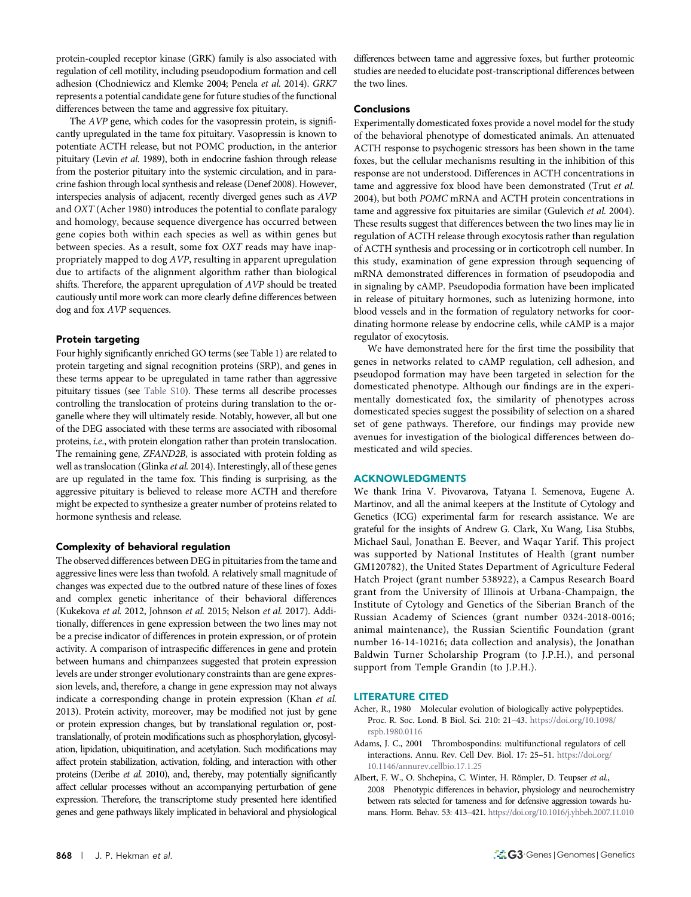protein-coupled receptor kinase (GRK) family is also associated with regulation of cell motility, including pseudopodium formation and cell adhesion (Chodniewicz and Klemke 2004; Penela *et al.* 2014). *GRK7* represents a potential candidate gene for future studies of the functional differences between the tame and aggressive fox pituitary.

The *AVP* gene, which codes for the vasopressin protein, is significantly upregulated in the tame fox pituitary. Vasopressin is known to potentiate ACTH release, but not POMC production, in the anterior pituitary (Levin *et al.* 1989), both in endocrine fashion through release from the posterior pituitary into the systemic circulation, and in paracrine fashion through local synthesis and release (Denef 2008). However, interspecies analysis of adjacent, recently diverged genes such as *AVP* and *OXT* (Acher 1980) introduces the potential to conflate paralogy and homology, because sequence divergence has occurred between gene copies both within each species as well as within genes but between species. As a result, some fox *OXT* reads may have inappropriately mapped to dog *AVP*, resulting in apparent upregulation due to artifacts of the alignment algorithm rather than biological shifts. Therefore, the apparent upregulation of *AVP* should be treated cautiously until more work can more clearly define differences between dog and fox *AVP* sequences.

### Protein targeting

Four highly significantly enriched GO terms (see Table 1) are related to protein targeting and signal recognition proteins (SRP), and genes in these terms appear to be upregulated in tame rather than aggressive pituitary tissues (see Table S10). These terms all describe processes controlling the translocation of proteins during translation to the organelle where they will ultimately reside. Notably, however, all but one of the DEG associated with these terms are associated with ribosomal proteins, *i.e.*, with protein elongation rather than protein translocation. The remaining gene, *ZFAND2B*, is associated with protein folding as well as translocation (Glinka *et al.* 2014). Interestingly, all of these genes are up regulated in the tame fox. This finding is surprising, as the aggressive pituitary is believed to release more ACTH and therefore might be expected to synthesize a greater number of proteins related to hormone synthesis and release.

### Complexity of behavioral regulation

The observed differences between DEG in pituitaries from the tame and aggressive lines were less than twofold. A relatively small magnitude of changes was expected due to the outbred nature of these lines of foxes and complex genetic inheritance of their behavioral differences (Kukekova *et al.* 2012, Johnson *et al.* 2015; Nelson *et al.* 2017). Additionally, differences in gene expression between the two lines may not be a precise indicator of differences in protein expression, or of protein activity. A comparison of intraspecific differences in gene and protein between humans and chimpanzees suggested that protein expression levels are under stronger evolutionary constraints than are gene expression levels, and, therefore, a change in gene expression may not always indicate a corresponding change in protein expression (Khan *et al.* 2013). Protein activity, moreover, may be modified not just by gene or protein expression changes, but by translational regulation or, post-translationally, of protein modifications such as phosphorylation, glycosylation, lipidation, ubiquitination, and acetylation. Such modifications may affect protein stabilization, activation, folding, and interaction with other proteins (Deribe *et al.* 2010), and, thereby, may potentially significantly affect cellular processes without an accompanying perturbation of gene expression. Therefore, the transcriptome study presented here identified genes and gene pathways likely implicated in behavioral and physiological differences between tame and aggressive foxes, but further proteomic studies are needed to elucidate post-transcriptional differences between the two lines.

## Conclusions

Experimentally domesticated foxes provide a novel model for the study of the behavioral phenotype of domesticated animals. An attenuated ACTH response to psychogenic stressors has been shown in the tame foxes, but the cellular mechanisms resulting in the inhibition of this response are not understood. Differences in ACTH concentrations in tame and aggressive fox blood have been demonstrated (Trut *et al.* 2004), but both *POMC* mRNA and ACTH protein concentrations in tame and aggressive fox pituitaries are similar (Gulevich *et al.* 2004). These results suggest that differences between the two lines may lie in regulation of ACTH release through exocytosis rather than regulation of ACTH synthesis and processing or in corticotroph cell number. In this study, examination of gene expression through sequencing of mRNA demonstrated differences in formation of pseudopodia and in signaling by cAMP. Pseudopodia formation have been implicated in release of pituitary hormones, such as lutenizing hormone, into blood vessels and in the formation of regulatory networks for coordinating hormone release by endocrine cells, while cAMP is a major regulator of exocytosis.

We have demonstrated here for the first time the possibility that genes in networks related to cAMP regulation, cell adhesion, and pseudopod formation may have been targeted in selection for the domesticated phenotype. Although our findings are in the experimentally domesticated fox, the similarity of phenotypes across domesticated species suggest the possibility of selection on a shared set of gene pathways. Therefore, our findings may provide new avenues for investigation of the biological differences between domesticated and wild species.

## ACKNOWLEDGMENTS

We thank Irina V. Pivovarova, Tatyana I. Semenova, Eugene A. Martinov, and all the animal keepers at the Institute of Cytology and Genetics (ICG) experimental farm for research assistance. We are grateful for the insights of Andrew G. Clark, Xu Wang, Lisa Stubbs, Michael Saul, Jonathan E. Beever, and Waqar Yarif. This project was supported by National Institutes of Health (grant number GM120782), the United States Department of Agriculture Federal Hatch Project (grant number 538922), a Campus Research Board grant from the University of Illinois at Urbana-Champaign, the Institute of Cytology and Genetics of the Siberian Branch of the Russian Academy of Sciences (grant number 0324-2018-0016; animal maintenance), the Russian Scientific Foundation (grant number 16-14-10216; data collection and analysis), the Jonathan Baldwin Turner Scholarship Program (to J.P.H.), and personal support from Temple Grandin (to J.P.H.).

## LITERATURE CITED

Acher, R., 1980 Molecular evolution of biologically active polypeptides. Proc. R. Soc. Lond. B Biol. Sci. 210: 21–43. https://doi.org/10.1098/rspb.1980.0116

Adams, J. C., 2001 Thrombospondins: multifunctional regulators of cell interactions. Annu. Rev. Cell Dev. Biol. 17: 25–51. https://doi.org/10.1146/annurev.cellbio.17.1.25

Albert, F. W., O. Shchepina, C. Winter, H. Römpler, D. Teupser *et al.*, 2008 Phenotypic differences in behavior, physiology and neurochemistry between rats selected for tameness and for defensive aggression towards humans. Horm. Behav. 53: 413–421. https://doi.org/10.1016/j.yhbeh.2007.11.010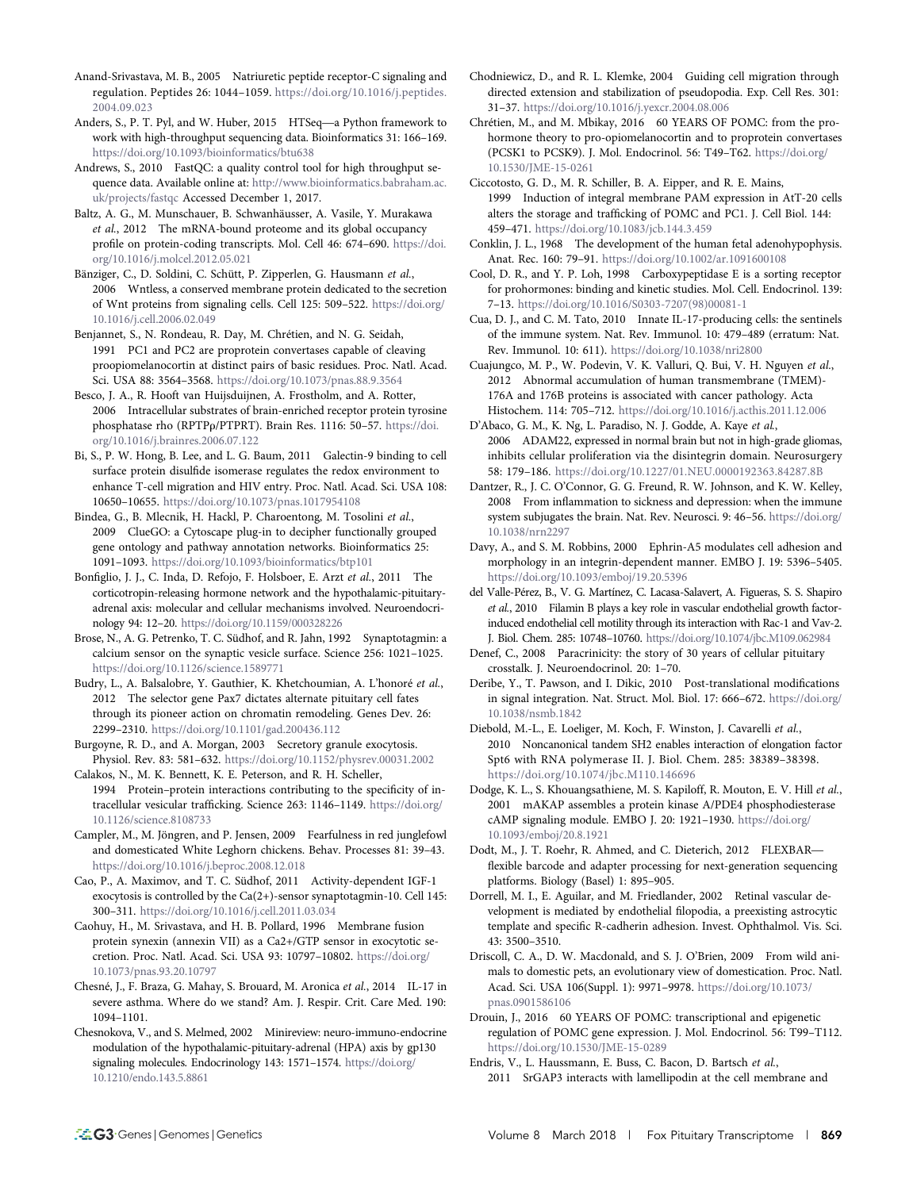Anand-Srivastava, M. B., 2005 Natriuretic peptide receptor-C signaling and regulation. Peptides 26: 1044–1059. https://doi.org/10.1016/j.peptides.2004.09.023

Anders, S., P. T. Pyl, and W. Huber, 2015 HTSeq—a Python framework to work with high-throughput sequencing data. Bioinformatics 31: 166–169. https://doi.org/10.1093/bioinformatics/btu638

Andrews, S., 2010 FastQC: a quality control tool for high throughput sequence data. Available online at: http://www.bioinformatics.babraham.ac.uk/projects/fastqc Accessed December 1, 2017.

Baltz, A. G., M. Munschauer, B. Schwanhäusser, A. Vasile, Y. Murakawa *et al.*, 2012 The mRNA-bound proteome and its global occupancy profile on protein-coding transcripts. Mol. Cell 46: 674–690. https://doi.org/10.1016/j.molcel.2012.05.021

Bänziger, C., D. Soldini, C. Schütt, P. Zipperlen, G. Hausmann *et al.*, 2006 Wntless, a conserved membrane protein dedicated to the secretion of Wnt proteins from signaling cells. Cell 125: 509–522. https://doi.org/10.1016/j.cell.2006.02.049

Benjannet, S., N. Rondeau, R. Day, M. Chrétien, and N. G. Seidah, 1991 PC1 and PC2 are proprotein convertases capable of cleaving proopiomelanocortin at distinct pairs of basic residues. Proc. Natl. Acad. Sci. USA 88: 3564–3568. https://doi.org/10.1073/pnas.88.9.3564

Besco, J. A., R. Hooft van Huijsduijnen, A. Frostholm, and A. Rotter, 2006 Intracellular substrates of brain-enriched receptor protein tyrosine phosphatase rho (RPTPρ/PTPRT). Brain Res. 1116: 50–57. https://doi.org/10.1016/j.brainres.2006.07.122

Bi, S., P. W. Hong, B. Lee, and L. G. Baum, 2011 Galectin-9 binding to cell surface protein disulfide isomerase regulates the redox environment to enhance T-cell migration and HIV entry. Proc. Natl. Acad. Sci. USA 108: 10650–10655. https://doi.org/10.1073/pnas.1017954108

Bindea, G., B. Mlecnik, H. Hackl, P. Charoentong, M. Tosolini *et al.*, 2009 ClueGO: a Cytoscape plug-in to decipher functionally grouped gene ontology and pathway annotation networks. Bioinformatics 25: 1091–1093. https://doi.org/10.1093/bioinformatics/btp101

Bonfiglio, J. J., C. Inda, D. Refojo, F. Holsboer, E. Arzt *et al.*, 2011 The corticotropin-releasing hormone network and the hypothalamic-pituitary-adrenal axis: molecular and cellular mechanisms involved. Neuroendocrinology 94: 12–20. https://doi.org/10.1159/000328226

Brose, N., A. G. Petrenko, T. C. Südhof, and R. Jahn, 1992 Synaptotagmin: a calcium sensor on the synaptic vesicle surface. Science 256: 1021–1025. https://doi.org/10.1126/science.1589771

Budry, L., A. Balsalobre, Y. Gauthier, K. Khetchoumian, A. L'honoré *et al.*, 2012 The selector gene Pax7 dictates alternate pituitary cell fates through its pioneer action on chromatin remodeling. Genes Dev. 26: 2299–2310. https://doi.org/10.1101/gad.200436.112

Burgoyne, R. D., and A. Morgan, 2003 Secretory granule exocytosis. Physiol. Rev. 83: 581–632. https://doi.org/10.1152/physrev.00031.2002

Calakos, N., M. K. Bennett, K. E. Peterson, and R. H. Scheller, 1994 Protein–protein interactions contributing to the specificity of intracellular vesicular trafficking. Science 263: 1146–1149. https://doi.org/10.1126/science.8108733

Campler, M., M. Jöngren, and P. Jensen, 2009 Fearfulness in red junglefowl and domesticated White Leghorn chickens. Behav. Processes 81: 39–43. https://doi.org/10.1016/j.beproc.2008.12.018

Cao, P., A. Maximov, and T. C. Südhof, 2011 Activity-dependent IGF-1 exocytosis is controlled by the Ca(2+)-sensor synaptotagmin-10. Cell 145: 300–311. https://doi.org/10.1016/j.cell.2011.03.034

Caohuy, H., M. Srivastava, and H. B. Pollard, 1996 Membrane fusion protein synexin (annexin VII) as a Ca2+/GTP sensor in exocytotic secretion. Proc. Natl. Acad. Sci. USA 93: 10797–10802. https://doi.org/10.1073/pnas.93.20.10797

Chesné, J., F. Braza, G. Mahay, S. Brouard, M. Aronica *et al.*, 2014 IL-17 in severe asthma. Where do we stand? Am. J. Respir. Crit. Care Med. 190: 1094–1101.

Chesnokova, V., and S. Melmed, 2002 Minireview: neuro-immuno-endocrine modulation of the hypothalamic-pituitary-adrenal (HPA) axis by gp130 signaling molecules. Endocrinology 143: 1571–1574. https://doi.org/10.1210/endo.143.5.8861

Chodniewicz, D., and R. L. Klemke, 2004 Guiding cell migration through directed extension and stabilization of pseudopodia. Exp. Cell Res. 301: 31–37. https://doi.org/10.1016/j.yexcr.2004.08.006

Chrétien, M., and M. Mbikay, 2016 60 YEARS OF POMC: from the prohormone theory to pro-opiomelanocortin and to proprotein convertases (PCSK1 to PCSK9). J. Mol. Endocrinol. 56: T49–T62. https://doi.org/10.1530/JME-15-0261

Ciccotosto, G. D., M. R. Schiller, B. A. Eipper, and R. E. Mains, 1999 Induction of integral membrane PAM expression in AtT-20 cells alters the storage and trafficking of POMC and PC1. J. Cell Biol. 144: 459–471. https://doi.org/10.1083/jcb.144.3.459

Conklin, J. L., 1968 The development of the human fetal adenohypophysis. Anat. Rec. 160: 79–91. https://doi.org/10.1002/ar.1091600108

Cool, D. R., and Y. P. Loh, 1998 Carboxypeptidase E is a sorting receptor for prohormones: binding and kinetic studies. Mol. Cell. Endocrinol. 139: 7–13. https://doi.org/10.1016/S0303-7207(98)00081-1

Cua, D. J., and C. M. Tato, 2010 Innate IL-17-producing cells: the sentinels of the immune system. Nat. Rev. Immunol. 10: 479–489 (erratum: Nat. Rev. Immunol. 10: 611). https://doi.org/10.1038/nri2800

Cuajungco, M. P., W. Podevin, V. K. Valluri, Q. Bui, V. H. Nguyen *et al.*, 2012 Abnormal accumulation of human transmembrane (TMEM)-176A and 176B proteins is associated with cancer pathology. Acta Histochem. 114: 705–712. https://doi.org/10.1016/j.acthis.2011.12.006

D'Abaco, G. M., K. Ng, L. Paradiso, N. J. Godde, A. Kaye *et al.*, 2006 ADAM22, expressed in normal brain but not in high-grade gliomas, inhibits cellular proliferation via the disintegrin domain. Neurosurgery 58: 179–186. https://doi.org/10.1227/01.NEU.0000192363.84287.8B

Dantzer, R., J. C. O'Connor, G. G. Freund, R. W. Johnson, and K. W. Kelley, 2008 From inflammation to sickness and depression: when the immune system subjugates the brain. Nat. Rev. Neurosci. 9: 46–56. https://doi.org/10.1038/nrn2297

Davy, A., and S. M. Robbins, 2000 Ephrin-A5 modulates cell adhesion and morphology in an integrin-dependent manner. EMBO J. 19: 5396–5405. https://doi.org/10.1093/emboj/19.20.5396

del Valle-Pérez, B., V. G. Martínez, C. Lacasa-Salavert, A. Figueras, S. S. Shapiro *et al.*, 2010 Filamin B plays a key role in vascular endothelial growth factor-induced endothelial cell motility through its interaction with Rac-1 and Vav-2. J. Biol. Chem. 285: 10748–10760. https://doi.org/10.1074/jbc.M109.062984

Denef, C., 2008 Paracrinicity: the story of 30 years of cellular pituitary crosstalk. J. Neuroendocrinol. 20: 1–70.

Deribe, Y., T. Pawson, and I. Dikic, 2010 Post-translational modifications in signal integration. Nat. Struct. Mol. Biol. 17: 666–672. https://doi.org/10.1038/nsmb.1842

Diebold, M.-L., E. Loeliger, M. Koch, F. Winston, J. Cavarelli *et al.*, 2010 Noncanonical tandem SH2 enables interaction of elongation factor Spt6 with RNA polymerase II. J. Biol. Chem. 285: 38389–38398. https://doi.org/10.1074/jbc.M110.146696

Dodge, K. L., S. Khouangsathiene, M. S. Kapiloff, R. Mouton, E. V. Hill *et al.*, 2001 mAKAP assembles a protein kinase A/PDE4 phosphodiesterase cAMP signaling module. EMBO J. 20: 1921–1930. https://doi.org/10.1093/emboj/20.8.1921

Dodt, M., J. T. Roehr, R. Ahmed, and C. Dieterich, 2012 FLEXBAR—flexible barcode and adapter processing for next-generation sequencing platforms. Biology (Basel) 1: 895–905.

Dorrell, M. I., E. Aguilar, and M. Friedlander, 2002 Retinal vascular development is mediated by endothelial filopodia, a preexisting astrocytic template and specific R-cadherin adhesion. Invest. Ophthalmol. Vis. Sci. 43: 3500–3510.

Driscoll, C. A., D. W. Macdonald, and S. J. O'Brien, 2009 From wild animals to domestic pets, an evolutionary view of domestication. Proc. Natl. Acad. Sci. USA 106(Suppl. 1): 9971–9978. https://doi.org/10.1073/pnas.0901586106

Drouin, J., 2016 60 YEARS OF POMC: transcriptional and epigenetic regulation of POMC gene expression. J. Mol. Endocrinol. 56: T99–T112. https://doi.org/10.1530/JME-15-0289

Endris, V., L. Haussmann, E. Buss, C. Bacon, D. Bartsch *et al.*, 2011 SrGAP3 interacts with lamellipodin at the cell membrane and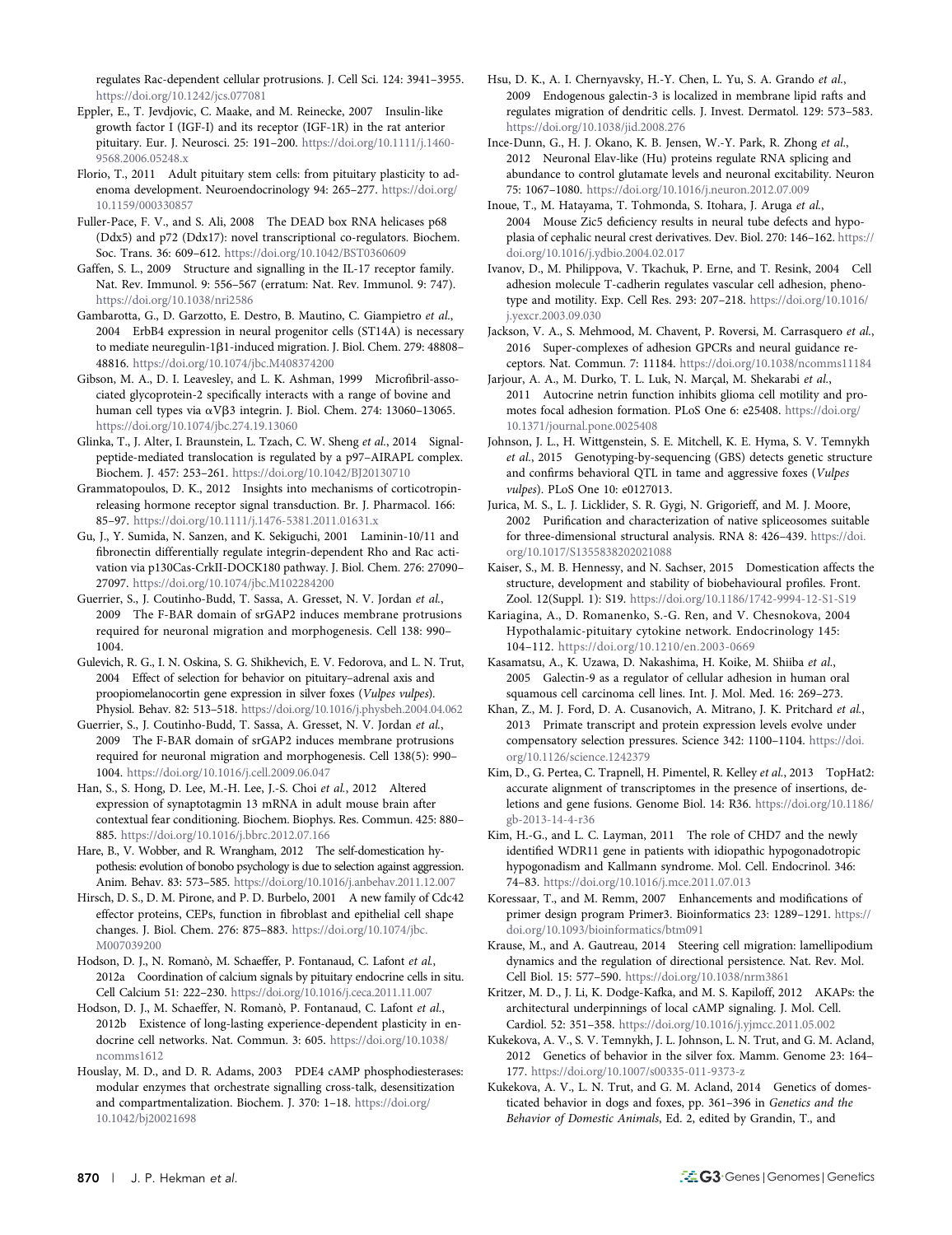regulates Rac-dependent cellular protrusions. J. Cell Sci. 124: 3941–3955. https://doi.org/10.1242/jcs.077081

Eppler, E., T. Jevdjovic, C. Maake, and M. Reinecke, 2007 Insulin-like growth factor I (IGF-I) and its receptor (IGF-1R) in the rat anterior pituitary. Eur. J. Neurosci. 25: 191–200. https://doi.org/10.1111/j.1460-9568.2006.05248.x

Florio, T., 2011 Adult pituitary stem cells: from pituitary plasticity to adenoma development. Neuroendocrinology 94: 265–277. https://doi.org/10.1159/000330857

Fuller-Pace, F. V., and S. Ali, 2008 The DEAD box RNA helicases p68 (Ddx5) and p72 (Ddx17): novel transcriptional co-regulators. Biochem. Soc. Trans. 36: 609–612. https://doi.org/10.1042/BST0360609

Gaffen, S. L., 2009 Structure and signalling in the IL-17 receptor family. Nat. Rev. Immunol. 9: 556–567 (erratum: Nat. Rev. Immunol. 9: 747). https://doi.org/10.1038/nri2586

Gambarotta, G., D. Garzotto, E. Destro, B. Mautino, C. Giampietro et al., 2004 ErbB4 expression in neural progenitor cells (ST14A) is necessary to mediate neuregulin-1β1-induced migration. J. Biol. Chem. 279: 48808–48816. https://doi.org/10.1074/jbc.M408374200

Gibson, M. A., D. I. Leavesley, and L. K. Ashman, 1999 Microfibril-associated glycoprotein-2 specifically interacts with a range of bovine and human cell types via αVβ3 integrin. J. Biol. Chem. 274: 13060–13065. https://doi.org/10.1074/jbc.274.19.13060

Glinka, T., J. Alter, I. Braunstein, L. Tzach, C. W. Sheng et al., 2014 Signal-peptide-mediated translocation is regulated by a p97–AIRAPL complex. Biochem. J. 457: 253–261. https://doi.org/10.1042/BJ20130710

Grammatopoulos, D. K., 2012 Insights into mechanisms of corticotropin-releasing hormone receptor signal transduction. Br. J. Pharmacol. 166: 85–97. https://doi.org/10.1111/j.1476-5381.2011.01631.x

Gu, J., Y. Sumida, N. Sanzen, and K. Sekiguchi, 2001 Laminin-10/11 and fibronectin differentially regulate integrin-dependent Rho and Rac activation via p130Cas-CrkII-DOCK180 pathway. J. Biol. Chem. 276: 27090–27097. https://doi.org/10.1074/jbc.M102284200

Guerrier, S., J. Coutinho-Budd, T. Sassa, A. Gresset, N. V. Jordan et al., 2009 The F-BAR domain of srGAP2 induces membrane protrusions required for neuronal migration and morphogenesis. Cell 138: 990–1004.

Gulevich, R. G., I. N. Oskina, S. G. Shikhevich, E. V. Fedorova, and L. N. Trut, 2004 Effect of selection for behavior on pituitary–adrenal axis and proopiomelanocortin gene expression in silver foxes (*Vulpes vulpes*). Physiol. Behav. 82: 513–518. https://doi.org/10.1016/j.physbeh.2004.04.062

Guerrier, S., J. Coutinho-Budd, T. Sassa, A. Gresset, N. V. Jordan et al., 2009 The F-BAR domain of srGAP2 induces membrane protrusions required for neuronal migration and morphogenesis. Cell 138(5): 990–1004. https://doi.org/10.1016/j.cell.2009.06.047

Han, S., S. Hong, D. Lee, M.-H. Lee, J.-S. Choi et al., 2012 Altered expression of synaptotagmin 13 mRNA in adult mouse brain after contextual fear conditioning. Biochem. Biophys. Res. Commun. 425: 880–885. https://doi.org/10.1016/j.bbrc.2012.07.166

Hare, B., V. Wobber, and R. Wrangham, 2012 The self-domestication hypothesis: evolution of bonobo psychology is due to selection against aggression. Anim. Behav. 83: 573–585. https://doi.org/10.1016/j.anbehav.2011.12.007

Hirsch, D. S., D. M. Pirone, and P. D. Burbelo, 2001 A new family of Cdc42 effector proteins, CEPs, function in fibroblast and epithelial cell shape changes. J. Biol. Chem. 276: 875–883. https://doi.org/10.1074/jbc.M007039200

Hodson, D. J., N. Romanò, M. Schaeffer, P. Fontanaud, C. Lafont et al., 2012a Coordination of calcium signals by pituitary endocrine cells in situ. Cell Calcium 51: 222–230. https://doi.org/10.1016/j.ceca.2011.11.007

Hodson, D. J., M. Schaeffer, N. Romanò, P. Fontanaud, C. Lafont et al., 2012b Existence of long-lasting experience-dependent plasticity in endocrine cell networks. Nat. Commun. 3: 605. https://doi.org/10.1038/ncomms1612

Houslay, M. D., and D. R. Adams, 2003 PDE4 cAMP phosphodiesterases: modular enzymes that orchestrate signalling cross-talk, desensitization and compartmentalization. Biochem. J. 370: 1–18. https://doi.org/10.1042/bj20021698

Hsu, D. K., A. I. Chernyavsky, H.-Y. Chen, L. Yu, S. A. Grando et al., 2009 Endogenous galectin-3 is localized in membrane lipid rafts and regulates migration of dendritic cells. J. Invest. Dermatol. 129: 573–583. https://doi.org/10.1038/jid.2008.276

Ince-Dunn, G., H. J. Okano, K. B. Jensen, W.-Y. Park, R. Zhong et al., 2012 Neuronal Elav-like (Hu) proteins regulate RNA splicing and abundance to control glutamate levels and neuronal excitability. Neuron 75: 1067–1080. https://doi.org/10.1016/j.neuron.2012.07.009

Inoue, T., M. Hatayama, T. Tohmonda, S. Itohara, J. Aruga et al., 2004 Mouse Zic5 deficiency results in neural tube defects and hypoplasia of cephalic neural crest derivatives. Dev. Biol. 270: 146–162. https://doi.org/10.1016/j.ydbio.2004.02.017

Ivanov, D., M. Philippova, V. Tkachuk, P. Erne, and T. Resink, 2004 Cell adhesion molecule T-cadherin regulates vascular cell adhesion, phenotype and motility. Exp. Cell Res. 293: 207–218. https://doi.org/10.1016/j.yexcr.2003.09.030

Jackson, V. A., S. Mehmood, M. Chavent, P. Roversi, M. Carrasquero et al., 2016 Super-complexes of adhesion GPCRs and neural guidance receptors. Nat. Commun. 7: 11184. https://doi.org/10.1038/ncomms11184

Jarjour, A. A., M. Durko, T. L. Luk, N. Marçal, M. Shekarabi et al., 2011 Autocrine netrin function inhibits glioma cell motility and promotes focal adhesion formation. PLoS One 6: e25408. https://doi.org/10.1371/journal.pone.0025408

Johnson, J. L., H. Wittgenstein, S. E. Mitchell, K. E. Hyma, S. V. Temnykh et al., 2015 Genotyping-by-sequencing (GBS) detects genetic structure and confirms behavioral QTL in tame and aggressive foxes (*Vulpes vulpes*). PLoS One 10: e0127013.

Jurica, M. S., L. J. Licklider, S. R. Gygi, N. Grigorieff, and M. J. Moore, 2002 Purification and characterization of native spliceosomes suitable for three-dimensional structural analysis. RNA 8: 426–439. https://doi.org/10.1017/S1355838202021088

Kaiser, S., M. B. Hennessy, and N. Sachser, 2015 Domestication affects the structure, development and stability of biobehavioural profiles. Front. Zool. 12(Suppl. 1): S19. https://doi.org/10.1186/1742-9994-12-S1-S19

Kariagina, A., D. Romanenko, S.-G. Ren, and V. Chesnokova, 2004 Hypothalamic-pituitary cytokine network. Endocrinology 145: 104–112. https://doi.org/10.1210/en.2003-0669

Kasamatsu, A., K. Uzawa, D. Nakashima, H. Koike, M. Shiiba et al., 2005 Galectin-9 as a regulator of cellular adhesion in human oral squamous cell carcinoma cell lines. Int. J. Mol. Med. 16: 269–273.

Khan, Z., M. J. Ford, D. A. Cusanovich, A. Mitrano, J. K. Pritchard et al., 2013 Primate transcript and protein expression levels evolve under compensatory selection pressures. Science 342: 1100–1104. https://doi.org/10.1126/science.1242379

Kim, D., G. Pertea, C. Trapnell, H. Pimentel, R. Kelley et al., 2013 TopHat2: accurate alignment of transcriptomes in the presence of insertions, deletions and gene fusions. Genome Biol. 14: R36. https://doi.org/10.1186/gb-2013-14-4-r36

Kim, H.-G., and L. C. Layman, 2011 The role of CHD7 and the newly identified WDR11 gene in patients with idiopathic hypogonadotropic hypogonadism and Kallmann syndrome. Mol. Cell. Endocrinol. 346: 74–83. https://doi.org/10.1016/j.mce.2011.07.013

Koressaar, T., and M. Remm, 2007 Enhancements and modifications of primer design program Primer3. Bioinformatics 23: 1289–1291. https://doi.org/10.1093/bioinformatics/btm091

Krause, M., and A. Gautreau, 2014 Steering cell migration: lamellipodium dynamics and the regulation of directional persistence. Nat. Rev. Mol. Cell Biol. 15: 577–590. https://doi.org/10.1038/nrm3861

Kritzer, M. D., J. Li, K. Dodge-Kafka, and M. S. Kapiloff, 2012 AKAPs: the architectural underpinnings of local cAMP signaling. J. Mol. Cell. Cardiol. 52: 351–358. https://doi.org/10.1016/j.yjmcc.2011.05.002

Kukekova, A. V., S. V. Temnykh, J. L. Johnson, L. N. Trut, and G. M. Acland, 2012 Genetics of behavior in the silver fox. Mamm. Genome 23: 164–177. https://doi.org/10.1007/s00335-011-9373-z

Kukekova, A. V., L. N. Trut, and G. M. Acland, 2014 Genetics of domesticated behavior in dogs and foxes, pp. 361–396 in *Genetics and the Behavior of Domestic Animals*, Ed. 2, edited by Grandin, T., and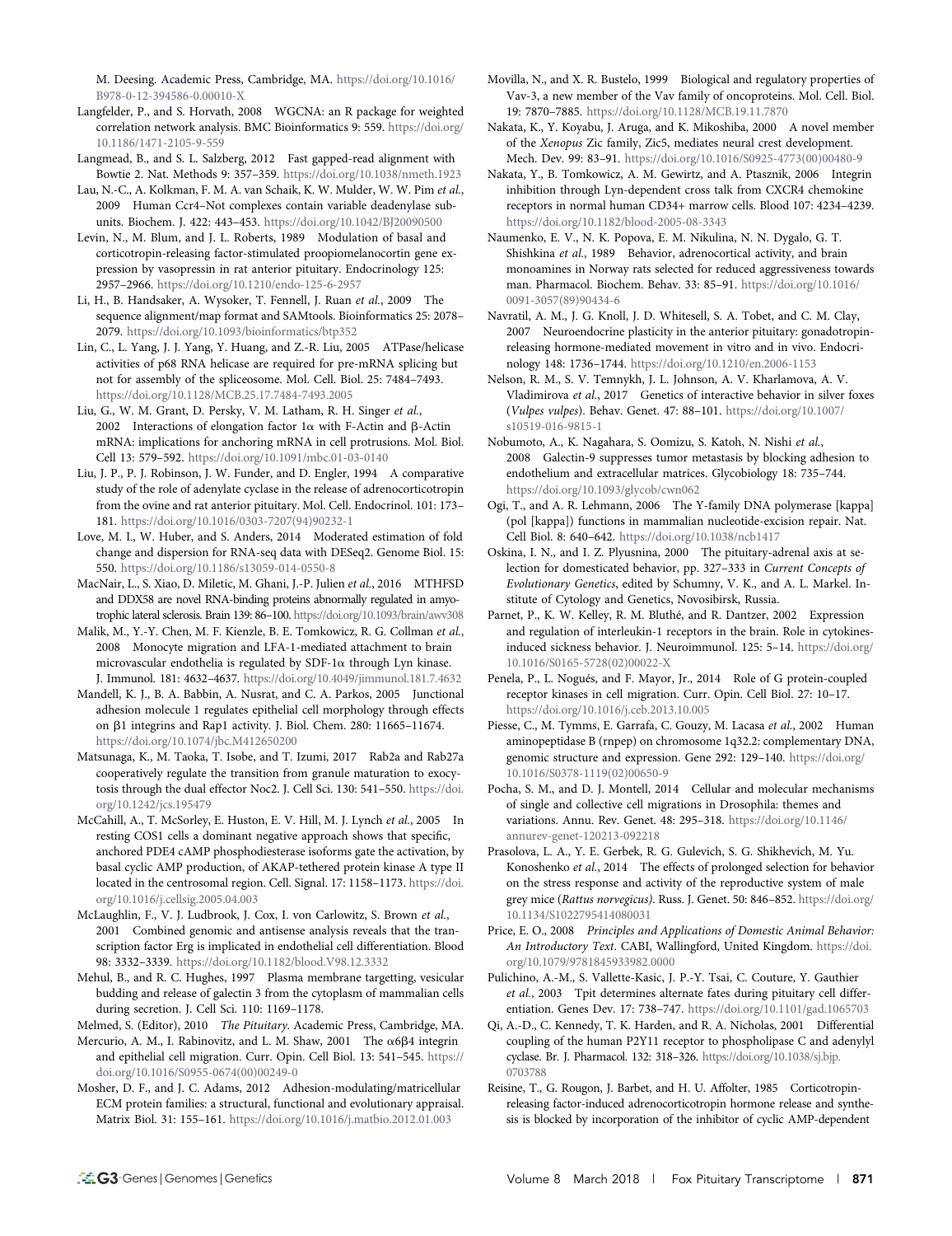M. Deesing. Academic Press, Cambridge, MA. https://doi.org/10.1016/B978-0-12-394586-0.00010-X

Langfelder, P., and S. Horvath, 2008 WGCNA: an R package for weighted correlation network analysis. BMC Bioinformatics 9: 559. https://doi.org/10.1186/1471-2105-9-559

Langmead, B., and S. L. Salzberg, 2012 Fast gapped-read alignment with Bowtie 2. Nat. Methods 9: 357–359. https://doi.org/10.1038/nmeth.1923

Lau, N.-C., A. Kolkman, F. M. A. van Schaik, K. W. Mulder, W. W. Pim *et al.*, 2009 Human Ccr4–Not complexes contain variable deadenylase subunits. Biochem. J. 422: 443–453. https://doi.org/10.1042/BJ20090500

Levin, N., M. Blum, and J. L. Roberts, 1989 Modulation of basal and corticotropin-releasing factor-stimulated proopiomelanocortin gene expression by vasopressin in rat anterior pituitary. Endocrinology 125: 2957–2966. https://doi.org/10.1210/endo-125-6-2957

Li, H., B. Handsaker, A. Wysoker, T. Fennell, J. Ruan *et al.*, 2009 The sequence alignment/map format and SAMtools. Bioinformatics 25: 2078–2079. https://doi.org/10.1093/bioinformatics/btp352

Lin, C., L. Yang, J. J. Yang, Y. Huang, and Z.-R. Liu, 2005 ATPase/helicase activities of p68 RNA helicase are required for pre-mRNA splicing but not for assembly of the spliceosome. Mol. Cell. Biol. 25: 7484–7493. https://doi.org/10.1128/MCB.25.17.7484-7493.2005

Liu, G., W. M. Grant, D. Persky, V. M. Latham, R. H. Singer *et al.*, 2002 Interactions of elongation factor 1α with F-Actin and β-Actin mRNA: implications for anchoring mRNA in cell protrusions. Mol. Biol. Cell 13: 579–592. https://doi.org/10.1091/mbc.01-03-0140

Liu, J. P., P. J. Robinson, J. W. Funder, and D. Engler, 1994 A comparative study of the role of adenylate cyclase in the release of adrenocorticotropin from the ovine and rat anterior pituitary. Mol. Cell. Endocrinol. 101: 173–181. https://doi.org/10.1016/0303-7207(94)90232-1

Love, M. I., W. Huber, and S. Anders, 2014 Moderated estimation of fold change and dispersion for RNA-seq data with DESeq2. Genome Biol. 15: 550. https://doi.org/10.1186/s13059-014-0550-8

MacNair, L., S. Xiao, D. Miletic, M. Ghani, J.-P. Julien *et al.*, 2016 MTHFSD and DDX58 are novel RNA-binding proteins abnormally regulated in amyotrophic lateral sclerosis. Brain 139: 86–100. https://doi.org/10.1093/brain/awv308

Malik, M., Y.-Y. Chen, M. F. Kienzle, B. E. Tomkowicz, R. G. Collman *et al.*, 2008 Monocyte migration and LFA-1-mediated attachment to brain microvascular endothelia is regulated by SDF-1α through Lyn kinase. J. Immunol. 181: 4632–4637. https://doi.org/10.4049/jimmunol.181.7.4632

Mandell, K. J., B. A. Babbin, A. Nusrat, and C. A. Parkos, 2005 Junctional adhesion molecule 1 regulates epithelial cell morphology through effects on β1 integrins and Rap1 activity. J. Biol. Chem. 280: 11665–11674. https://doi.org/10.1074/jbc.M412650200

Matsunaga, K., M. Taoka, T. Isobe, and T. Izumi, 2017 Rab2a and Rab27a cooperatively regulate the transition from granule maturation to exocytosis through the dual effector Noc2. J. Cell Sci. 130: 541–550. https://doi.org/10.1242/jcs.195479

McCahill, A., T. McSorley, E. Huston, E. V. Hill, M. J. Lynch *et al.*, 2005 In resting COS1 cells a dominant negative approach shows that specific, anchored PDE4 cAMP phosphodiesterase isoforms gate the activation, by basal cyclic AMP production, of AKAP-tethered protein kinase A type II located in the centrosomal region. Cell. Signal. 17: 1158–1173. https://doi.org/10.1016/j.cellsig.2005.04.003

McLaughlin, F., V. J. Ludbrook, J. Cox, I. von Carlowitz, S. Brown *et al.*, 2001 Combined genomic and antisense analysis reveals that the transcription factor Erg is implicated in endothelial cell differentiation. Blood 98: 3332–3339. https://doi.org/10.1182/blood.V98.12.3332

Mehul, B., and R. C. Hughes, 1997 Plasma membrane targetting, vesicular budding and release of galectin 3 from the cytoplasm of mammalian cells during secretion. J. Cell Sci. 110: 1169–1178.

Melmed, S. (Editor), 2010 *The Pituitary*. Academic Press, Cambridge, MA.

Mercurio, A. M., I. Rabinovitz, and L. M. Shaw, 2001 The α6β4 integrin and epithelial cell migration. Curr. Opin. Cell Biol. 13: 541–545. https://doi.org/10.1016/S0955-0674(00)00249-0

Mosher, D. F., and J. C. Adams, 2012 Adhesion-modulating/matricellular ECM protein families: a structural, functional and evolutionary appraisal. Matrix Biol. 31: 155–161. https://doi.org/10.1016/j.matbio.2012.01.003

Movilla, N., and X. R. Bustelo, 1999 Biological and regulatory properties of Vav-3, a new member of the Vav family of oncoproteins. Mol. Cell. Biol. 19: 7870–7885. https://doi.org/10.1128/MCB.19.11.7870

Nakata, K., Y. Koyabu, J. Aruga, and K. Mikoshiba, 2000 A novel member of the *Xenopus* Zic family, Zic5, mediates neural crest development. Mech. Dev. 99: 83–91. https://doi.org/10.1016/S0925-4773(00)00480-9

Nakata, Y., B. Tomkowicz, A. M. Gewirtz, and A. Ptasznik, 2006 Integrin inhibition through Lyn-dependent cross talk from CXCR4 chemokine receptors in normal human CD34+ marrow cells. Blood 107: 4234–4239. https://doi.org/10.1182/blood-2005-08-3343

Naumenko, E. V., N. K. Popova, E. M. Nikulina, N. N. Dygalo, G. T. Shishkina *et al.*, 1989 Behavior, adrenocortical activity, and brain monoamines in Norway rats selected for reduced aggressiveness towards man. Pharmacol. Biochem. Behav. 33: 85–91. https://doi.org/10.1016/0091-3057(89)90434-6

Navratil, A. M., J. G. Knoll, J. D. Whitesell, S. A. Tobet, and C. M. Clay, 2007 Neuroendocrine plasticity in the anterior pituitary: gonadotropin-releasing hormone-mediated movement in vitro and in vivo. Endocrinology 148: 1736–1744. https://doi.org/10.1210/en.2006-1153

Nelson, R. M., S. V. Temnykh, J. L. Johnson, A. V. Kharlamova, A. V. Vladimirova *et al.*, 2017 Genetics of interactive behavior in silver foxes (*Vulpes vulpes*). Behav. Genet. 47: 88–101. https://doi.org/10.1007/s10519-016-9815-1

Nobumoto, A., K. Nagahara, S. Oomizu, S. Katoh, N. Nishi *et al.*, 2008 Galectin-9 suppresses tumor metastasis by blocking adhesion to endothelium and extracellular matrices. Glycobiology 18: 735–744. https://doi.org/10.1093/glycob/cwn062

Ogi, T., and A. R. Lehmann, 2006 The Y-family DNA polymerase [kappa] (pol [kappa]) functions in mammalian nucleotide-excision repair. Nat. Cell Biol. 8: 640–642. https://doi.org/10.1038/ncb1417

Oskina, I. N., and I. Z. Plyusnina, 2000 The pituitary-adrenal axis at selection for domesticated behavior, pp. 327–333 in *Current Concepts of Evolutionary Genetics*, edited by Schumny, V. K., and A. L. Markel. Institute of Cytology and Genetics, Novosibirsk, Russia.

Parnet, P., K. W. Kelley, R. M. Bluthé, and R. Dantzer, 2002 Expression and regulation of interleukin-1 receptors in the brain. Role in cytokines-induced sickness behavior. J. Neuroimmunol. 125: 5–14. https://doi.org/10.1016/S0165-5728(02)00022-X

Penela, P., L. Nogués, and F. Mayor, Jr., 2014 Role of G protein-coupled receptor kinases in cell migration. Curr. Opin. Cell Biol. 27: 10–17. https://doi.org/10.1016/j.ceb.2013.10.005

Piesse, C., M. Tymms, E. Garrafa, C. Gouzy, M. Lacasa *et al.*, 2002 Human aminopeptidase B (rnpep) on chromosome 1q32.2: complementary DNA, genomic structure and expression. Gene 292: 129–140. https://doi.org/10.1016/S0378-1119(02)00650-9

Pocha, S. M., and D. J. Montell, 2014 Cellular and molecular mechanisms of single and collective cell migrations in Drosophila: themes and variations. Annu. Rev. Genet. 48: 295–318. https://doi.org/10.1146/annurev-genet-120213-092218

Prasolova, L. A., Y. E. Gerbek, R. G. Gulevich, S. G. Shikhevich, M. Yu. Konoshenko *et al.*, 2014 The effects of prolonged selection for behavior on the stress response and activity of the reproductive system of male grey mice (*Rattus norvegicus*). Russ. J. Genet. 50: 846–852. https://doi.org/10.1134/S1022795414080031

Price, E. O., 2008 *Principles and Applications of Domestic Animal Behavior: An Introductory Text*. CABI, Wallingford, United Kingdom. https://doi.org/10.1079/9781845933982.0000

Pulichino, A.-M., S. Vallette-Kasic, J. P.-Y. Tsai, C. Couture, Y. Gauthier *et al.*, 2003 Tpit determines alternate fates during pituitary cell differentiation. Genes Dev. 17: 738–747. https://doi.org/10.1101/gad.1065703

Qi, A.-D., C. Kennedy, T. K. Harden, and R. A. Nicholas, 2001 Differential coupling of the human P2Y11 receptor to phospholipase C and adenylyl cyclase. Br. J. Pharmacol. 132: 318–326. https://doi.org/10.1038/sj.bjp.0703788

Reisine, T., G. Rougon, J. Barbet, and H. U. Affolter, 1985 Corticotropin-releasing factor-induced adrenocorticotropin hormone release and synthesis is blocked by incorporation of the inhibitor of cyclic AMP-dependent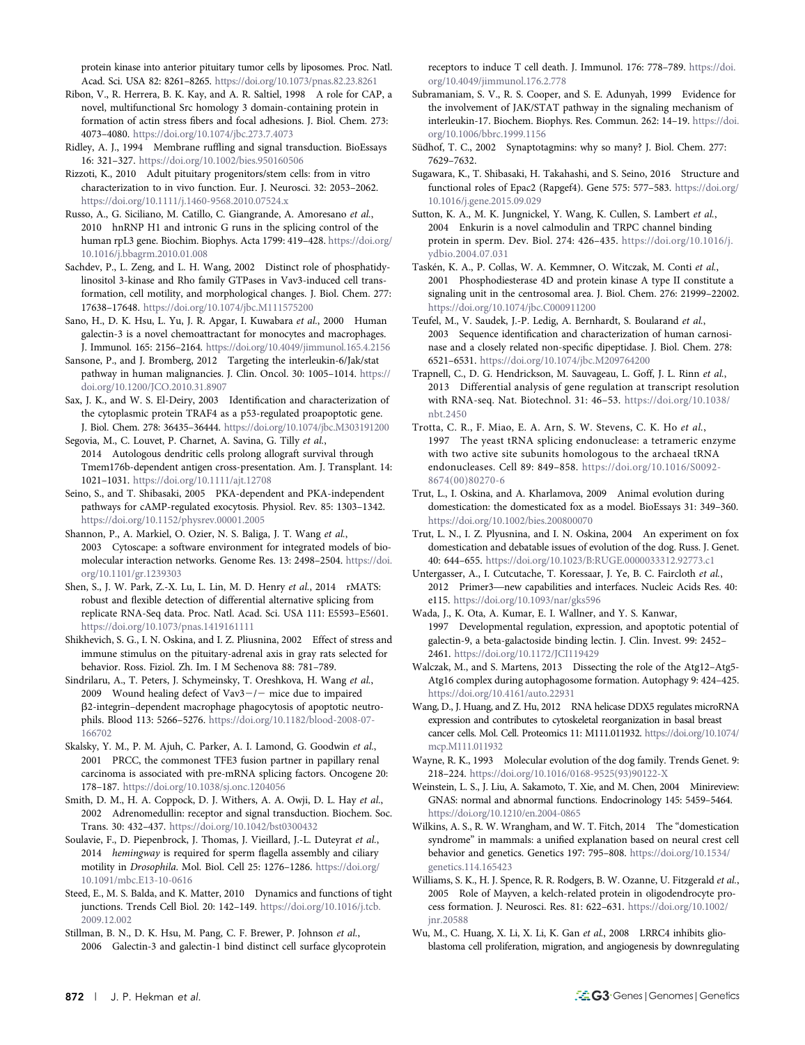protein kinase into anterior pituitary tumor cells by liposomes. Proc. Natl. Acad. Sci. USA 82: 8261–8265. https://doi.org/10.1073/pnas.82.23.8261

Ribon, V., R. Herrera, B. K. Kay, and A. R. Saltiel, 1998 A role for CAP, a novel, multifunctional Src homology 3 domain-containing protein in formation of actin stress fibers and focal adhesions. J. Biol. Chem. 273: 4073–4080. https://doi.org/10.1074/jbc.273.7.4073

Ridley, A. J., 1994 Membrane ruffling and signal transduction. BioEssays 16: 321–327. https://doi.org/10.1002/bies.950160506

Rizzoti, K., 2010 Adult pituitary progenitors/stem cells: from in vitro characterization to in vivo function. Eur. J. Neurosci. 32: 2053–2062. https://doi.org/10.1111/j.1460-9568.2010.07524.x

Russo, A., G. Siciliano, M. Catillo, C. Giangrande, A. Amoresano *et al.*, 2010 hnRNP H1 and intronic G runs in the splicing control of the human rpL3 gene. Biochim. Biophys. Acta 1799: 419–428. https://doi.org/10.1016/j.bbagrm.2010.01.008

Sachdev, P., L. Zeng, and L. H. Wang, 2002 Distinct role of phosphatidylinositol 3-kinase and Rho family GTPases in Vav3-induced cell transformation, cell motility, and morphological changes. J. Biol. Chem. 277: 17638–17648. https://doi.org/10.1074/jbc.M111575200

Sano, H., D. K. Hsu, L. Yu, J. R. Apgar, I. Kuwabara *et al.*, 2000 Human galectin-3 is a novel chemoattractant for monocytes and macrophages. J. Immunol. 165: 2156–2164. https://doi.org/10.4049/jimmunol.165.4.2156

Sansone, P., and J. Bromberg, 2012 Targeting the interleukin-6/Jak/stat pathway in human malignancies. J. Clin. Oncol. 30: 1005–1014. https://doi.org/10.1200/JCO.2010.31.8907

Sax, J. K., and W. S. El-Deiry, 2003 Identification and characterization of the cytoplasmic protein TRAF4 as a p53-regulated proapoptotic gene. J. Biol. Chem. 278: 36435–36444. https://doi.org/10.1074/jbc.M303191200

Segovia, M., C. Louvet, P. Charnet, A. Savina, G. Tilly *et al.*, 2014 Autologous dendritic cells prolong allograft survival through Tmem176b-dependent antigen cross-presentation. Am. J. Transplant. 14: 1021–1031. https://doi.org/10.1111/ajt.12708

Seino, S., and T. Shibasaki, 2005 PKA-dependent and PKA-independent pathways for cAMP-regulated exocytosis. Physiol. Rev. 85: 1303–1342. https://doi.org/10.1152/physrev.00001.2005

Shannon, P., A. Markiel, O. Ozier, N. S. Baliga, J. T. Wang *et al.*, 2003 Cytoscape: a software environment for integrated models of biomolecular interaction networks. Genome Res. 13: 2498–2504. https://doi.org/10.1101/gr.1239303

Shen, S., J. W. Park, Z.-X. Lu, L. Lin, M. D. Henry *et al.*, 2014 rMATS: robust and flexible detection of differential alternative splicing from replicate RNA-Seq data. Proc. Natl. Acad. Sci. USA 111: E5593–E5601. https://doi.org/10.1073/pnas.1419161111

Shikhevich, S. G., I. N. Oskina, and I. Z. Pliusnina, 2002 Effect of stress and immune stimulus on the pituitary-adrenal axis in gray rats selected for behavior. Ross. Fiziol. Zh. Im. I M Sechenova 88: 781–789.

Sindrilaru, A., T. Peters, J. Schymeinsky, T. Oreshkova, H. Wang *et al.*, 2009 Wound healing defect of Vav3−/− mice due to impaired β2-integrin–dependent macrophage phagocytosis of apoptotic neutrophils. Blood 113: 5266–5276. https://doi.org/10.1182/blood-2008-07-166702

Skalsky, Y. M., P. M. Ajuh, C. Parker, A. I. Lamond, G. Goodwin *et al.*, 2001 PRCC, the commonest TFE3 fusion partner in papillary renal carcinoma is associated with pre-mRNA splicing factors. Oncogene 20: 178–187. https://doi.org/10.1038/sj.onc.1204056

Smith, D. M., H. A. Coppock, D. J. Withers, A. A. Owji, D. L. Hay *et al.*, 2002 Adrenomedullin: receptor and signal transduction. Biochem. Soc. Trans. 30: 432–437. https://doi.org/10.1042/bst0300432

Soulavie, F., D. Piepenbrock, J. Thomas, J. Vieillard, J.-L. Duteyrat *et al.*, 2014 *hemingway* is required for sperm flagella assembly and ciliary motility in *Drosophila*. Mol. Biol. Cell 25: 1276–1286. https://doi.org/10.1091/mbc.E13-10-0616

Steed, E., M. S. Balda, and K. Matter, 2010 Dynamics and functions of tight junctions. Trends Cell Biol. 20: 142–149. https://doi.org/10.1016/j.tcb.2009.12.002

Stillman, B. N., D. K. Hsu, M. Pang, C. F. Brewer, P. Johnson *et al.*, 2006 Galectin-3 and galectin-1 bind distinct cell surface glycoprotein receptors to induce T cell death. J. Immunol. 176: 778–789. https://doi.org/10.4049/jimmunol.176.2.778

Subramaniam, S. V., R. S. Cooper, and S. E. Adunyah, 1999 Evidence for the involvement of JAK/STAT pathway in the signaling mechanism of interleukin-17. Biochem. Biophys. Res. Commun. 262: 14–19. https://doi.org/10.1006/bbrc.1999.1156

Südhof, T. C., 2002 Synaptotagmins: why so many? J. Biol. Chem. 277: 7629–7632.

Sugawara, K., T. Shibasaki, H. Takahashi, and S. Seino, 2016 Structure and functional roles of Epac2 (Rapgef4). Gene 575: 577–583. https://doi.org/10.1016/j.gene.2015.09.029

Sutton, K. A., M. K. Jungnickel, Y. Wang, K. Cullen, S. Lambert *et al.*, 2004 Enkurin is a novel calmodulin and TRPC channel binding protein in sperm. Dev. Biol. 274: 426–435. https://doi.org/10.1016/j.ydbio.2004.07.031

Taskén, K. A., P. Collas, W. A. Kemmner, O. Witczak, M. Conti *et al.*, 2001 Phosphodiesterase 4D and protein kinase A type II constitute a signaling unit in the centrosomal area. J. Biol. Chem. 276: 21999–22002. https://doi.org/10.1074/jbc.C000911200

Teufel, M., V. Saudek, J.-P. Ledig, A. Bernhardt, S. Boularand *et al.*, 2003 Sequence identification and characterization of human carnosinase and a closely related non-specific dipeptidase. J. Biol. Chem. 278: 6521–6531. https://doi.org/10.1074/jbc.M209764200

Trapnell, C., D. G. Hendrickson, M. Sauvageau, L. Goff, J. L. Rinn *et al.*, 2013 Differential analysis of gene regulation at transcript resolution with RNA-seq. Nat. Biotechnol. 31: 46–53. https://doi.org/10.1038/nbt.2450

Trotta, C. R., F. Miao, E. A. Arn, S. W. Stevens, C. K. Ho *et al.*, 1997 The yeast tRNA splicing endonuclease: a tetrameric enzyme with two active site subunits homologous to the archaeal tRNA endonucleases. Cell 89: 849–858. https://doi.org/10.1016/S0092-8674(00)80270-6

Trut, L., I. Oskina, and A. Kharlamova, 2009 Animal evolution during domestication: the domesticated fox as a model. BioEssays 31: 349–360. https://doi.org/10.1002/bies.200800070

Trut, L. N., I. Z. Plyusnina, and I. N. Oskina, 2004 An experiment on fox domestication and debatable issues of evolution of the dog. Russ. J. Genet. 40: 644–655. https://doi.org/10.1023/B:RUGE.0000033312.92773.c1

Untergasser, A., I. Cutcutache, T. Koressaar, J. Ye, B. C. Faircloth *et al.*, 2012 Primer3—new capabilities and interfaces. Nucleic Acids Res. 40: e115. https://doi.org/10.1093/nar/gks596

Wada, J., K. Ota, A. Kumar, E. I. Wallner, and Y. S. Kanwar, 1997 Developmental regulation, expression, and apoptotic potential of galectin-9, a beta-galactoside binding lectin. J. Clin. Invest. 99: 2452–2461. https://doi.org/10.1172/JCI119429

Walczak, M., and S. Martens, 2013 Dissecting the role of the Atg12–Atg5-Atg16 complex during autophagosome formation. Autophagy 9: 424–425. https://doi.org/10.4161/auto.22931

Wang, D., J. Huang, and Z. Hu, 2012 RNA helicase DDX5 regulates microRNA expression and contributes to cytoskeletal reorganization in basal breast cancer cells. Mol. Cell. Proteomics 11: M111.011932. https://doi.org/10.1074/mcp.M111.011932

Wayne, R. K., 1993 Molecular evolution of the dog family. Trends Genet. 9: 218–224. https://doi.org/10.1016/0168-9525(93)90122-X

Weinstein, L. S., J. Liu, A. Sakamoto, T. Xie, and M. Chen, 2004 Minireview: GNAS: normal and abnormal functions. Endocrinology 145: 5459–5464. https://doi.org/10.1210/en.2004-0865

Wilkins, A. S., R. W. Wrangham, and W. T. Fitch, 2014 The "domestication syndrome" in mammals: a unified explanation based on neural crest cell behavior and genetics. Genetics 197: 795–808. https://doi.org/10.1534/genetics.114.165423

Williams, S. K., H. J. Spence, R. R. Rodgers, B. W. Ozanne, U. Fitzgerald *et al.*, 2005 Role of Mayven, a kelch-related protein in oligodendrocyte process formation. J. Neurosci. Res. 81: 622–631. https://doi.org/10.1002/jnr.20588

Wu, M., C. Huang, X. Li, X. Li, K. Gan *et al.*, 2008 LRRC4 inhibits glioblastoma cell proliferation, migration, and angiogenesis by downregulating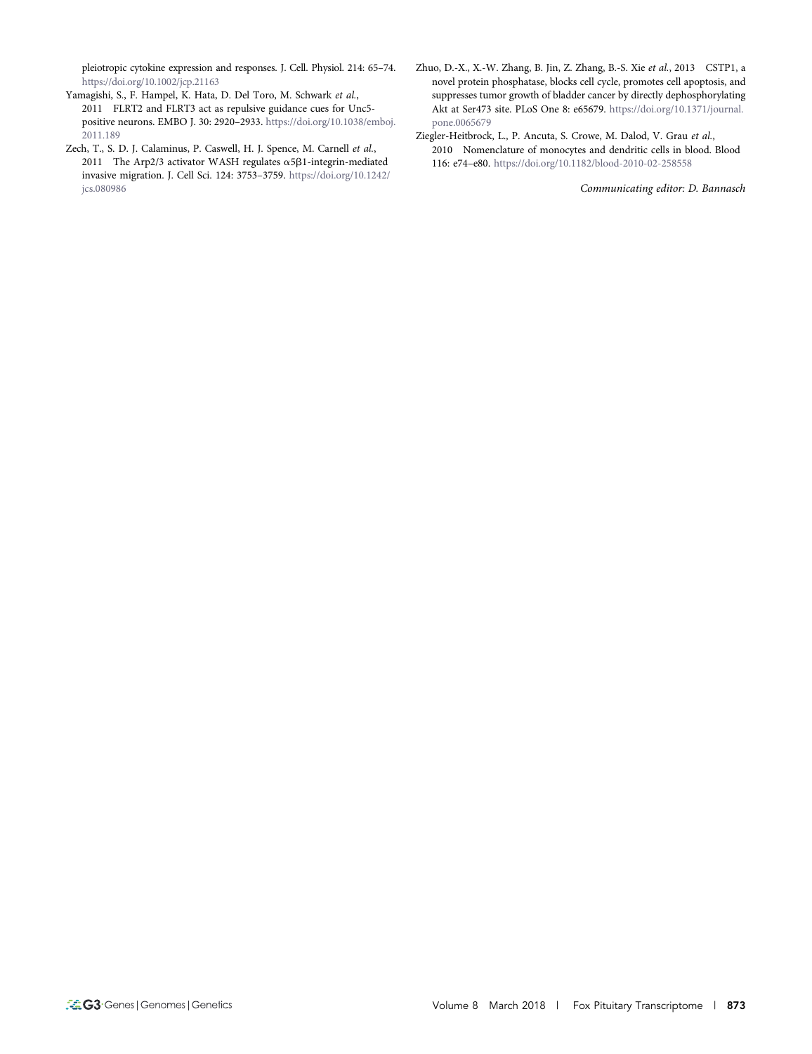pleiotropic cytokine expression and responses. J. Cell. Physiol. 214: 65–74. https://doi.org/10.1002/jcp.21163

Yamagishi, S., F. Hampel, K. Hata, D. Del Toro, M. Schwark *et al.*, 2011 FLRT2 and FLRT3 act as repulsive guidance cues for Unc5-positive neurons. EMBO J. 30: 2920–2933. https://doi.org/10.1038/emboj.2011.189

Zech, T., S. D. J. Calaminus, P. Caswell, H. J. Spence, M. Carnell *et al.*, 2011 The Arp2/3 activator WASH regulates $\alpha5\beta1$-integrin-mediated invasive migration. J. Cell Sci. 124: 3753–3759. https://doi.org/10.1242/jcs.080986

Zhuo, D.-X., X.-W. Zhang, B. Jin, Z. Zhang, B.-S. Xie *et al.*, 2013 CSTP1, a novel protein phosphatase, blocks cell cycle, promotes cell apoptosis, and suppresses tumor growth of bladder cancer by directly dephosphorylating Akt at Ser473 site. PLoS One 8: e65679. https://doi.org/10.1371/journal.pone.0065679

Ziegler-Heitbrock, L., P. Ancuta, S. Crowe, M. Dalod, V. Grau *et al.*, 2010 Nomenclature of monocytes and dendritic cells in blood. Blood 116: e74–e80. https://doi.org/10.1182/blood-2010-02-258558

*Communicating editor: D. Bannasch*